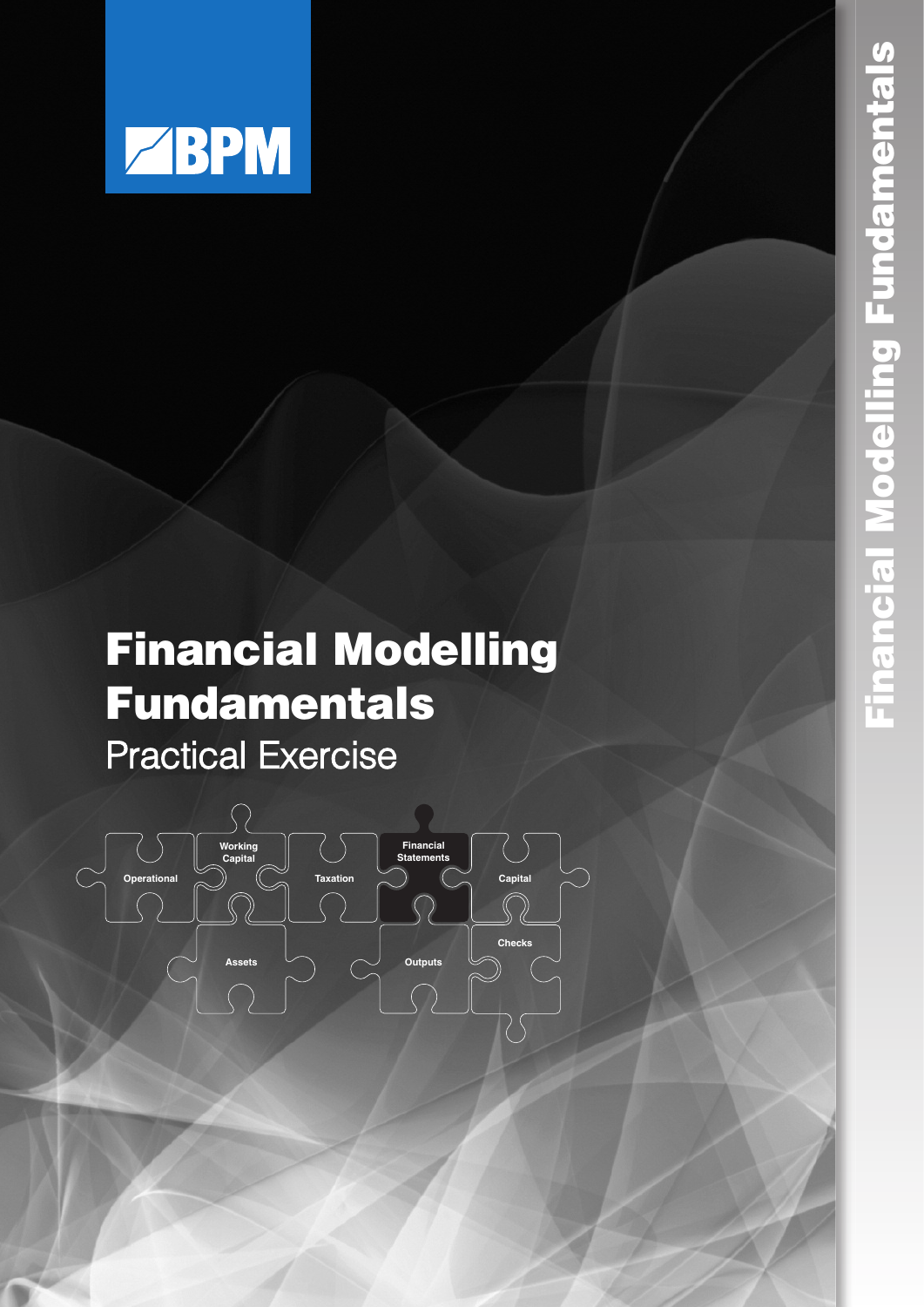BPM

# Financial Modelling Fundamentals

## Practical Exercise

Operational

Working Capital

Taxation

Financial Statements

Capital

Assets

Outputs

Checks

Financial Modelling Fundamentals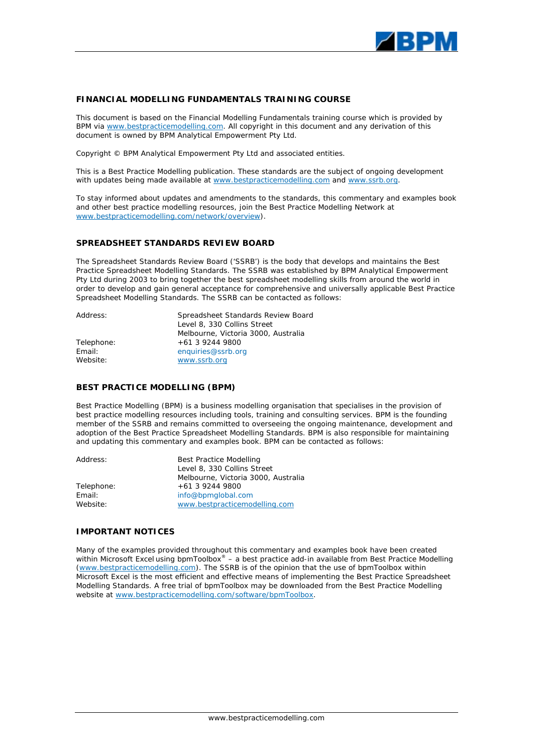## FINANCIAL MODELLING FUNDAMENTALS TRAINING COURSE

This document is based on the Financial Modelling Fundamentals training course which is provided by BPM via www.bestpracticemodelling.com. All copyright in this document and any derivation of this document is owned by BPM Analytical Empowerment Pty Ltd.

Copyright © BPM Analytical Empowerment Pty Ltd and associated entities.

This is a Best Practice Modelling publication. These standards are the subject of ongoing development with updates being made available at www.bestpracticemodelling.com and www.ssrb.org.

To stay informed about updates and amendments to the standards, this commentary and examples book and other best practice modelling resources, join the Best Practice Modelling Network at www.bestpracticemodelling.com/network/overview).

## SPREADSHEET STANDARDS REVIEW BOARD

The Spreadsheet Standards Review Board ('SSRB') is the body that develops and maintains the Best Practice Spreadsheet Modelling Standards. The SSRB was established by BPM Analytical Empowerment Pty Ltd during 2003 to bring together the best spreadsheet modelling skills from around the world in order to develop and gain general acceptance for comprehensive and universally applicable Best Practice Spreadsheet Modelling Standards. The SSRB can be contacted as follows:

| | |
|---|---|
| Address: | Spreadsheet Standards Review Board<br>Level 8, 330 Collins Street<br>Melbourne, Victoria 3000, Australia |
| Telephone: | +61 3 9244 9800 |
| Email: | enquiries@ssrb.org |
| Website: | www.ssrb.org |

## BEST PRACTICE MODELLING (BPM)

Best Practice Modelling (BPM) is a business modelling organisation that specialises in the provision of best practice modelling resources including tools, training and consulting services. BPM is the founding member of the SSRB and remains committed to overseeing the ongoing maintenance, development and adoption of the Best Practice Spreadsheet Modelling Standards. BPM is also responsible for maintaining and updating this commentary and examples book. BPM can be contacted as follows:

| | |
|---|---|
| Address: | Best Practice Modelling<br>Level 8, 330 Collins Street<br>Melbourne, Victoria 3000, Australia |
| Telephone: | +61 3 9244 9800 |
| Email: | info@bpmglobal.com |
| Website: | www.bestpracticemodelling.com |

## IMPORTANT NOTICES

Many of the examples provided throughout this commentary and examples book have been created within Microsoft Excel using bpmToolbox® – a best practice add-in available from Best Practice Modelling (www.bestpracticemodelling.com). The SSRB is of the opinion that the use of bpmToolbox within Microsoft Excel is the most efficient and effective means of implementing the Best Practice Spreadsheet Modelling Standards. A free trial of bpmToolbox may be downloaded from the Best Practice Modelling website at www.bestpracticemodelling.com/software/bpmToolbox.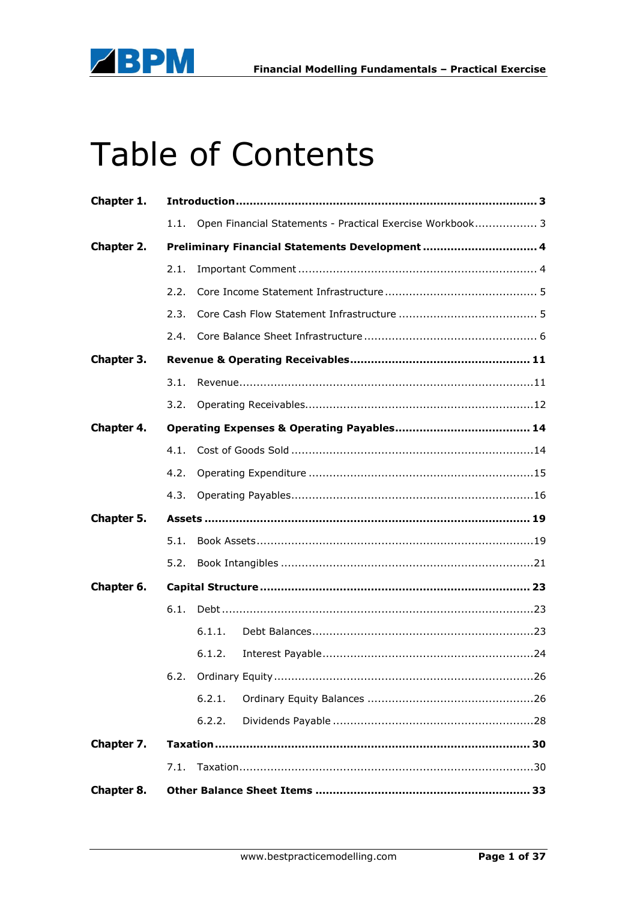# Table of Contents

| | | |
|---|---|---|
| **Chapter 1.** | **Introduction** | **3** |
| | 1.1. Open Financial Statements - Practical Exercise Workbook | 3 |
| **Chapter 2.** | **Preliminary Financial Statements Development** | **4** |
| | 2.1. Important Comment | 4 |
| | 2.2. Core Income Statement Infrastructure | 5 |
| | 2.3. Core Cash Flow Statement Infrastructure | 5 |
| | 2.4. Core Balance Sheet Infrastructure | 6 |
| **Chapter 3.** | **Revenue & Operating Receivables** | **11** |
| | 3.1. Revenue | 11 |
| | 3.2. Operating Receivables | 12 |
| **Chapter 4.** | **Operating Expenses & Operating Payables** | **14** |
| | 4.1. Cost of Goods Sold | 14 |
| | 4.2. Operating Expenditure | 15 |
| | 4.3. Operating Payables | 16 |
| **Chapter 5.** | **Assets** | **19** |
| | 5.1. Book Assets | 19 |
| | 5.2. Book Intangibles | 21 |
| **Chapter 6.** | **Capital Structure** | **23** |
| | 6.1. Debt | 23 |
| | 6.1.1. Debt Balances | 23 |
| | 6.1.2. Interest Payable | 24 |
| | 6.2. Ordinary Equity | 26 |
| | 6.2.1. Ordinary Equity Balances | 26 |
| | 6.2.2. Dividends Payable | 28 |
| **Chapter 7.** | **Taxation** | **30** |
| | 7.1. Taxation | 30 |
| **Chapter 8.** | **Other Balance Sheet Items** | **33** |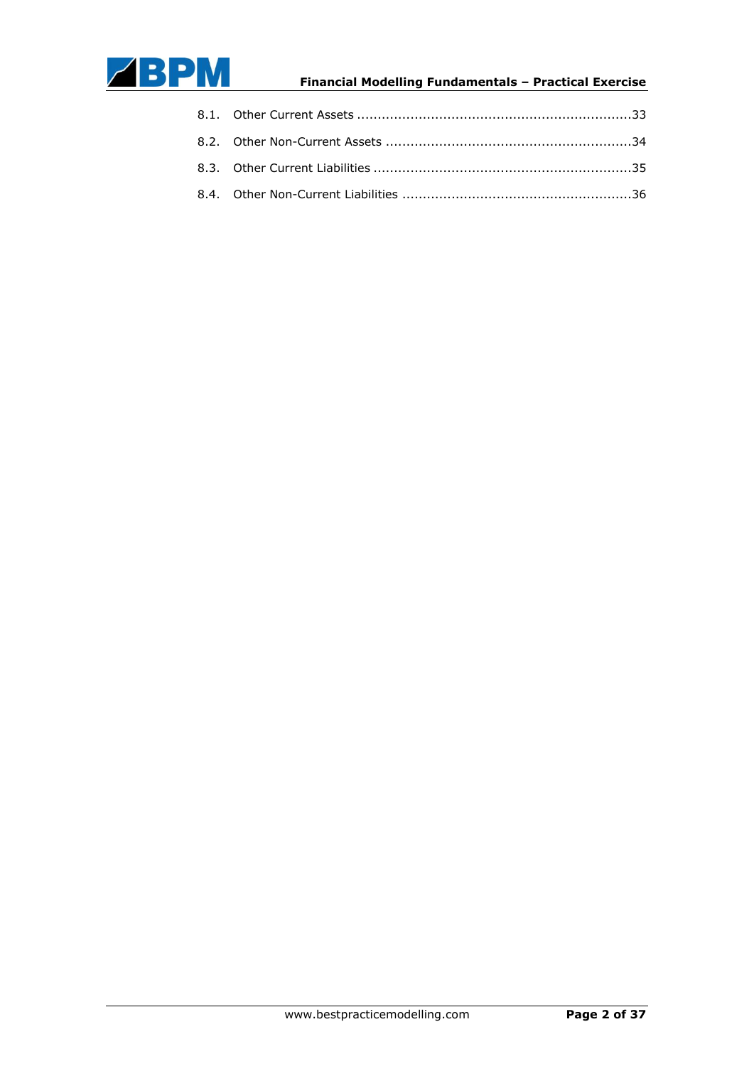8.1. Other Current Assets ...................................................................33

8.2. Other Non-Current Assets ............................................................34

8.3. Other Current Liabilities ...............................................................35

8.4. Other Non-Current Liabilities ........................................................36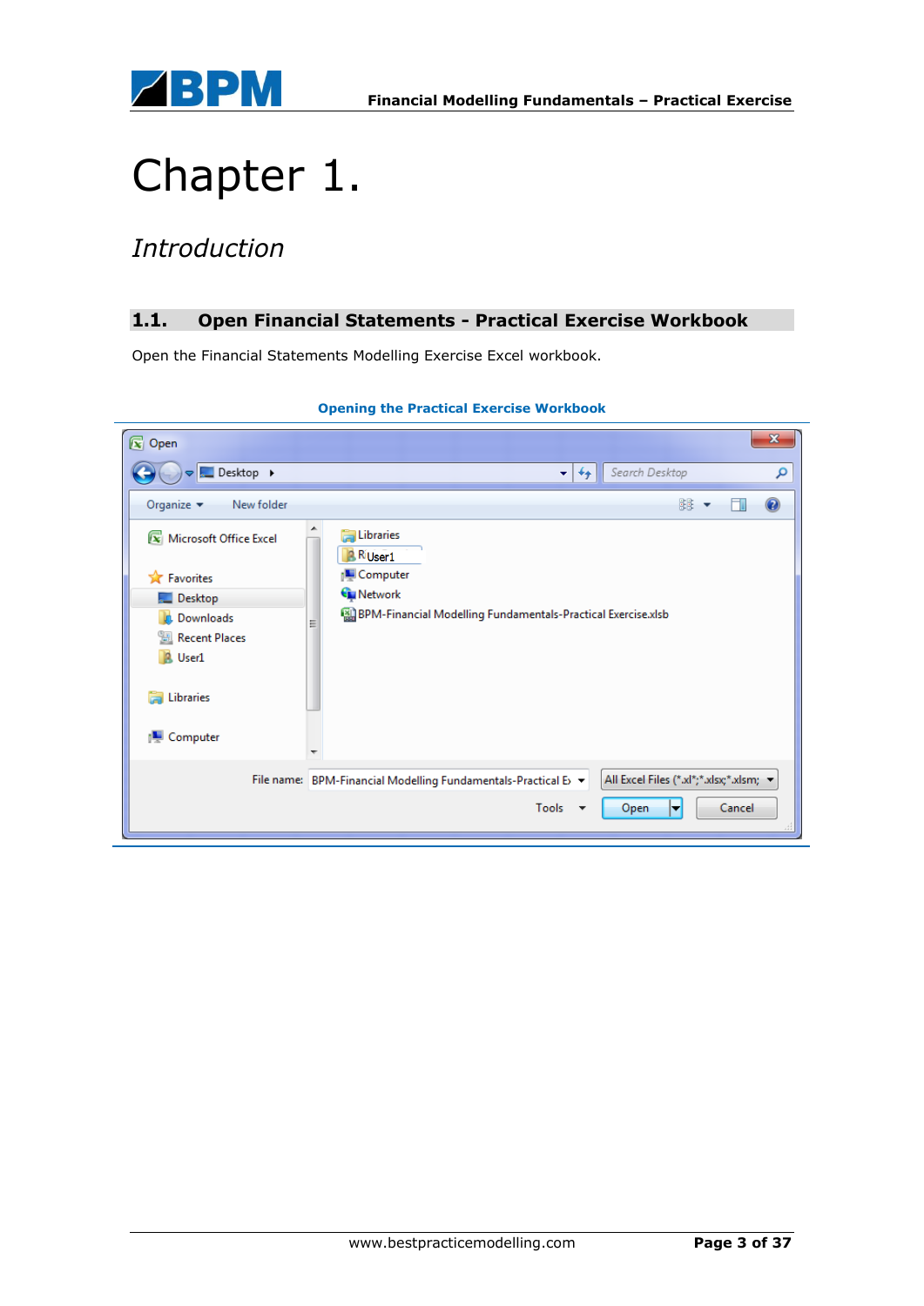# Chapter 1.

*Introduction*

## 1.1. Open Financial Statements - Practical Exercise Workbook

Open the Financial Statements Modelling Exercise Excel workbook.

**Opening the Practical Exercise Workbook**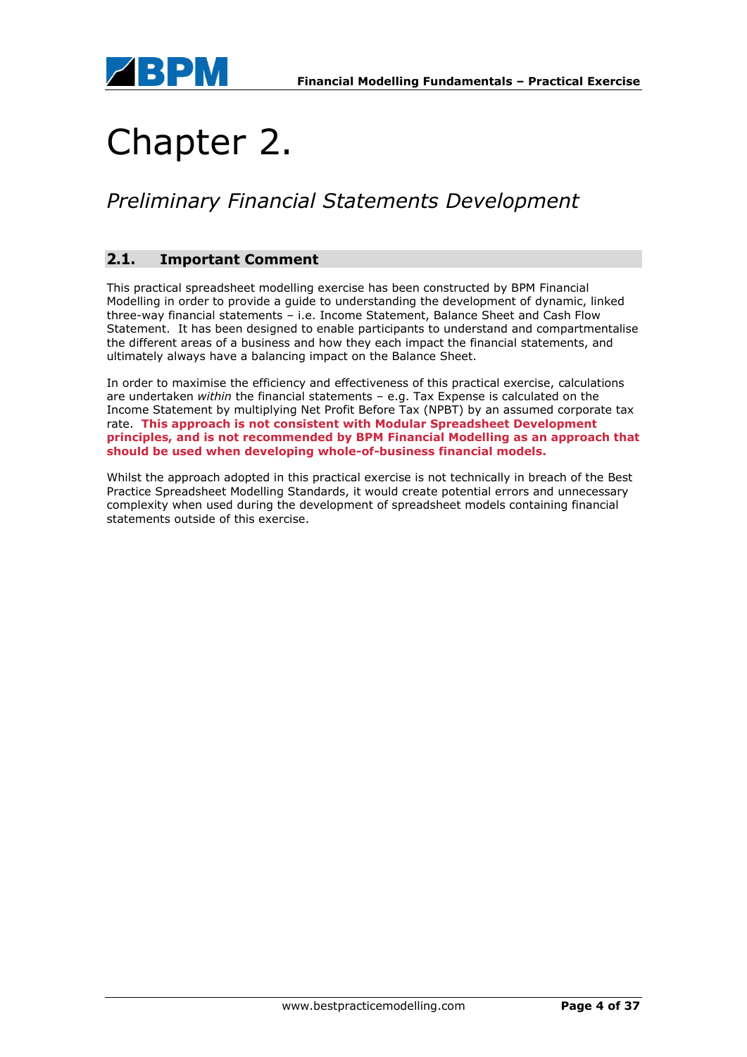# Chapter 2.

## *Preliminary Financial Statements Development*

### 2.1. Important Comment

This practical spreadsheet modelling exercise has been constructed by BPM Financial Modelling in order to provide a guide to understanding the development of dynamic, linked three-way financial statements – i.e. Income Statement, Balance Sheet and Cash Flow Statement. It has been designed to enable participants to understand and compartmentalise the different areas of a business and how they each impact the financial statements, and ultimately always have a balancing impact on the Balance Sheet.

In order to maximise the efficiency and effectiveness of this practical exercise, calculations are undertaken *within* the financial statements – e.g. Tax Expense is calculated on the Income Statement by multiplying Net Profit Before Tax (NPBT) by an assumed corporate tax rate. **This approach is not consistent with Modular Spreadsheet Development principles, and is not recommended by BPM Financial Modelling as an approach that should be used when developing whole-of-business financial models.**

Whilst the approach adopted in this practical exercise is not technically in breach of the Best Practice Spreadsheet Modelling Standards, it would create potential errors and unnecessary complexity when used during the development of spreadsheet models containing financial statements outside of this exercise.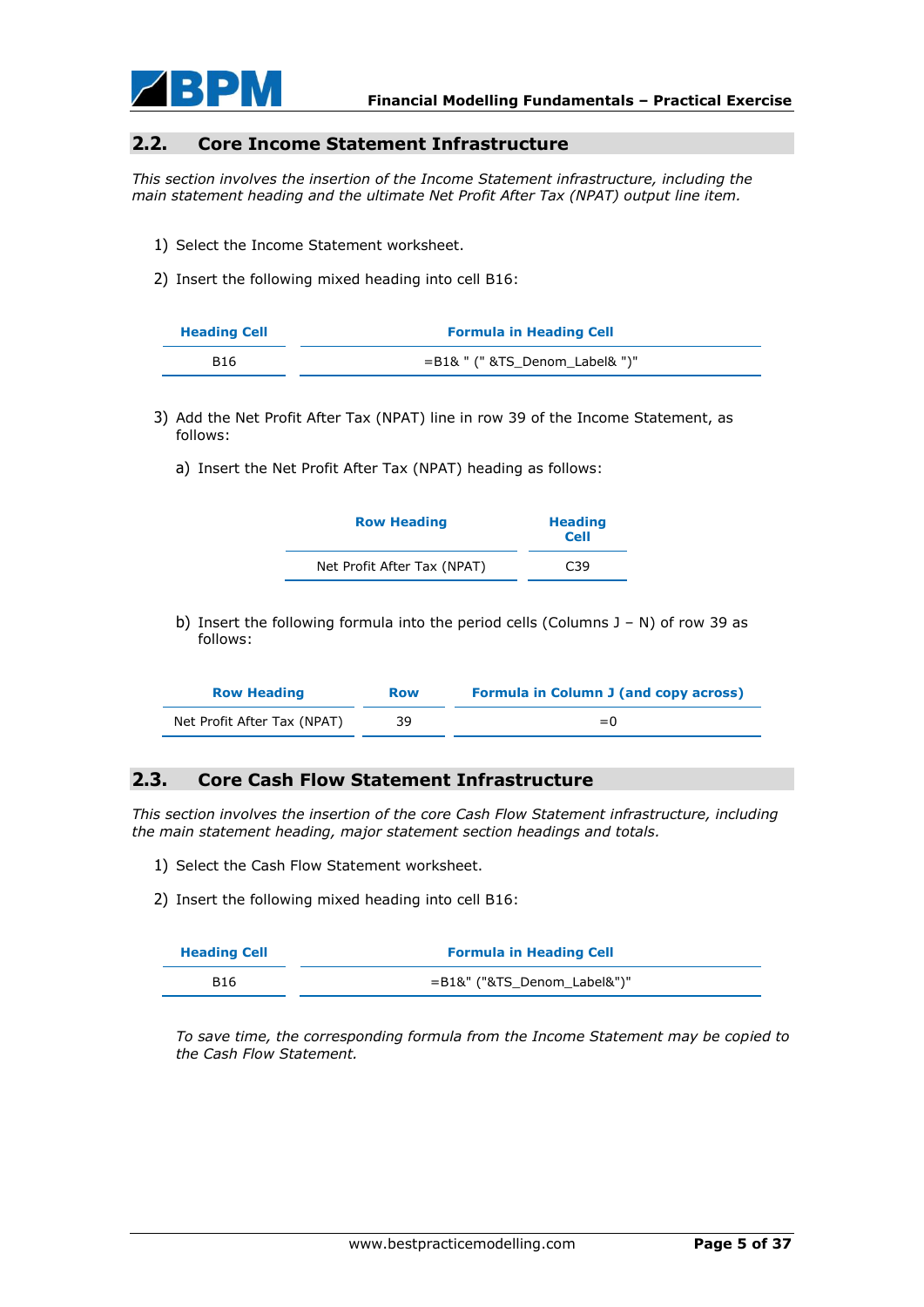## 2.2. Core Income Statement Infrastructure

*This section involves the insertion of the Income Statement infrastructure, including the main statement heading and the ultimate Net Profit After Tax (NPAT) output line item.*

1) Select the Income Statement worksheet.

2) Insert the following mixed heading into cell B16:

| Heading Cell | Formula in Heading Cell |
|---|---|
| B16 | =B1& " (" &TS_Denom_Label& ")" |

3) Add the Net Profit After Tax (NPAT) line in row 39 of the Income Statement, as follows:

   a) Insert the Net Profit After Tax (NPAT) heading as follows:

| Row Heading | Heading Cell |
|---|---|
| Net Profit After Tax (NPAT) | C39 |

   b) Insert the following formula into the period cells (Columns J – N) of row 39 as follows:

| Row Heading | Row | Formula in Column J (and copy across) |
|---|---|---|
| Net Profit After Tax (NPAT) | 39 | =0 |

## 2.3. Core Cash Flow Statement Infrastructure

*This section involves the insertion of the core Cash Flow Statement infrastructure, including the main statement heading, major statement section headings and totals.*

1) Select the Cash Flow Statement worksheet.

2) Insert the following mixed heading into cell B16:

| Heading Cell | Formula in Heading Cell |
|---|---|
| B16 | =B1&" ("&TS_Denom_Label&")" |

*To save time, the corresponding formula from the Income Statement may be copied to the Cash Flow Statement.*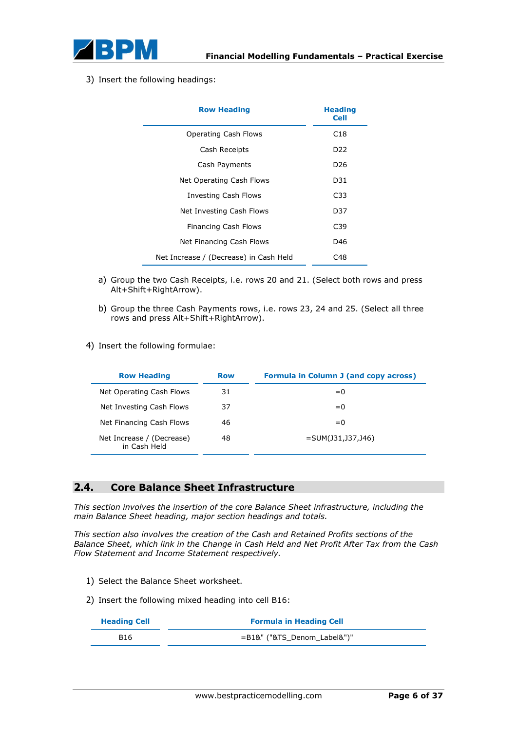3) Insert the following headings:

| Row Heading | Heading Cell |
|---|---|
| Operating Cash Flows | C18 |
| Cash Receipts | D22 |
| Cash Payments | D26 |
| Net Operating Cash Flows | D31 |
| Investing Cash Flows | C33 |
| Net Investing Cash Flows | D37 |
| Financing Cash Flows | C39 |
| Net Financing Cash Flows | D46 |
| Net Increase / (Decrease) in Cash Held | C48 |

   a) Group the two Cash Receipts, i.e. rows 20 and 21. (Select both rows and press Alt+Shift+RightArrow).

   b) Group the three Cash Payments rows, i.e. rows 23, 24 and 25. (Select all three rows and press Alt+Shift+RightArrow).

4) Insert the following formulae:

| Row Heading | Row | Formula in Column J (and copy across) |
|---|---|---|
| Net Operating Cash Flows | 31 | =0 |
| Net Investing Cash Flows | 37 | =0 |
| Net Financing Cash Flows | 46 | =0 |
| Net Increase / (Decrease) in Cash Held | 48 | =SUM(J31,J37,J46) |

## 2.4. Core Balance Sheet Infrastructure

*This section involves the insertion of the core Balance Sheet infrastructure, including the main Balance Sheet heading, major section headings and totals.*

*This section also involves the creation of the Cash and Retained Profits sections of the Balance Sheet, which link in the Change in Cash Held and Net Profit After Tax from the Cash Flow Statement and Income Statement respectively.*

1) Select the Balance Sheet worksheet.

2) Insert the following mixed heading into cell B16:

| Heading Cell | Formula in Heading Cell |
|---|---|
| B16 | =B1&" ("&TS_Denom_Label&")" |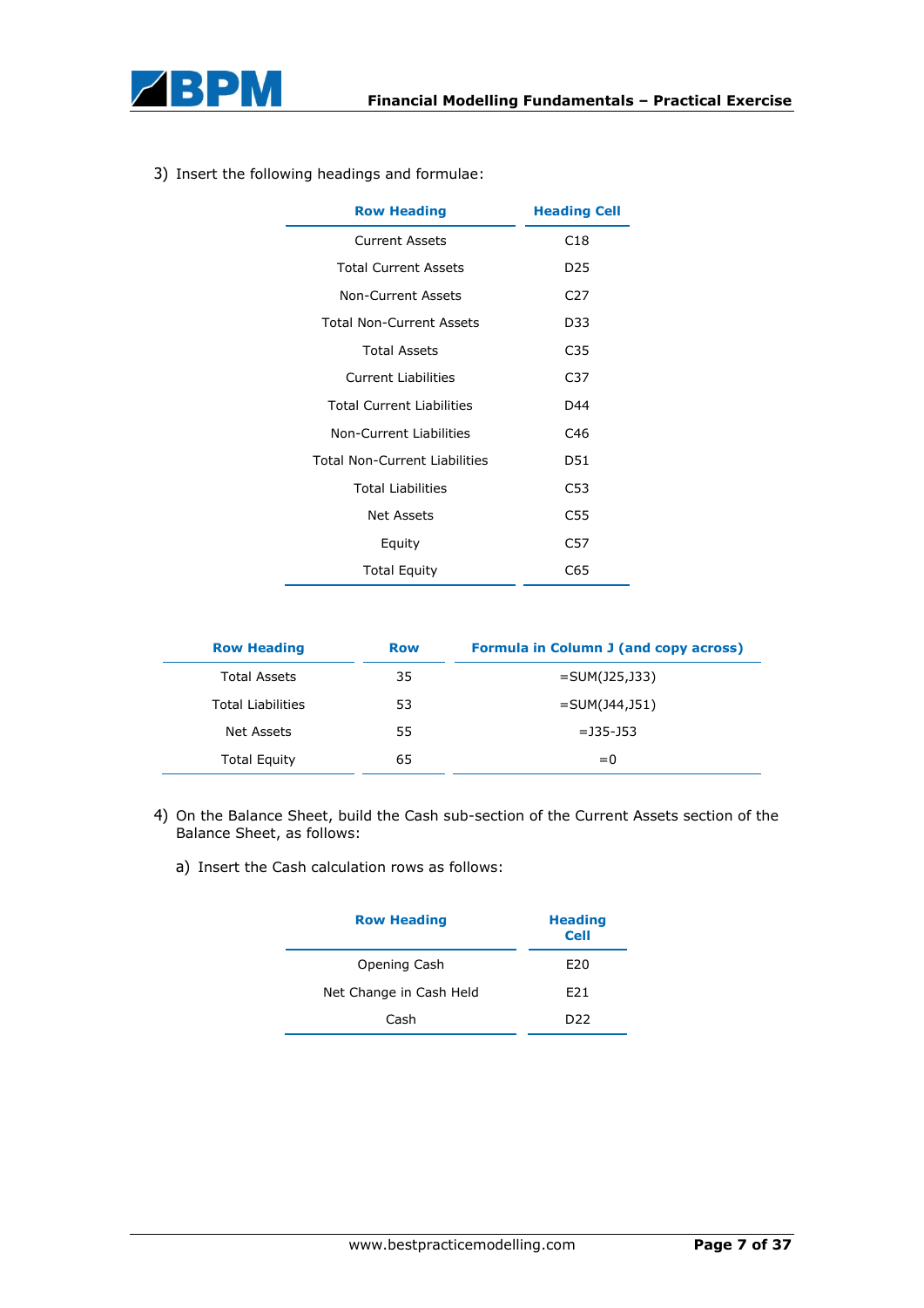3) Insert the following headings and formulae:

| Row Heading | Heading Cell |
|---|---|
| Current Assets | C18 |
| Total Current Assets | D25 |
| Non-Current Assets | C27 |
| Total Non-Current Assets | D33 |
| Total Assets | C35 |
| Current Liabilities | C37 |
| Total Current Liabilities | D44 |
| Non-Current Liabilities | C46 |
| Total Non-Current Liabilities | D51 |
| Total Liabilities | C53 |
| Net Assets | C55 |
| Equity | C57 |
| Total Equity | C65 |

| Row Heading | Row | Formula in Column J (and copy across) |
|---|---|---|
| Total Assets | 35 | =SUM(J25,J33) |
| Total Liabilities | 53 | =SUM(J44,J51) |
| Net Assets | 55 | =J35-J53 |
| Total Equity | 65 | =0 |

4) On the Balance Sheet, build the Cash sub-section of the Current Assets section of the Balance Sheet, as follows:

   a) Insert the Cash calculation rows as follows:

| Row Heading | Heading Cell |
|---|---|
| Opening Cash | E20 |
| Net Change in Cash Held | E21 |
| Cash | D22 |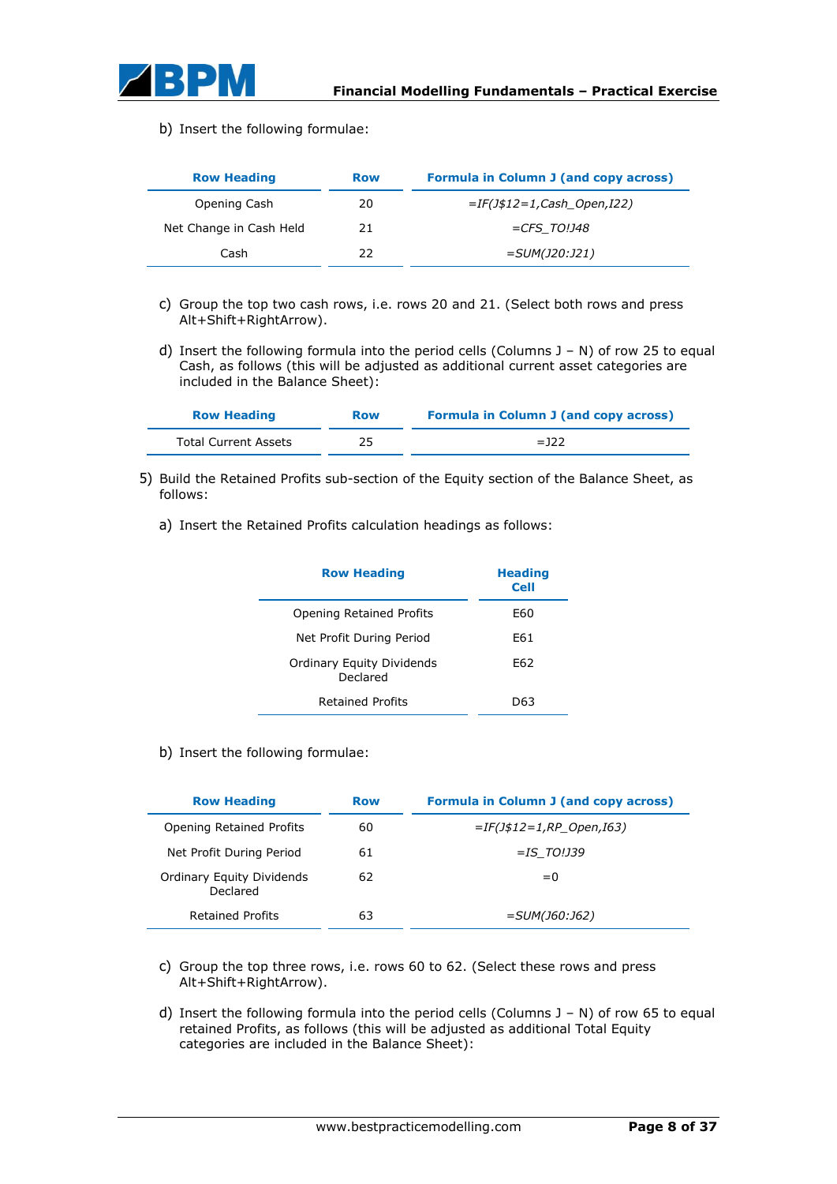b) Insert the following formulae:

| Row Heading | Row | Formula in Column J (and copy across) |
|---|---|---|
| Opening Cash | 20 | *=IF(J$12=1,Cash_Open,I22)* |
| Net Change in Cash Held | 21 | *=CFS_TO!J48* |
| Cash | 22 | *=SUM(J20:J21)* |

c) Group the top two cash rows, i.e. rows 20 and 21. (Select both rows and press Alt+Shift+RightArrow).

d) Insert the following formula into the period cells (Columns J – N) of row 25 to equal Cash, as follows (this will be adjusted as additional current asset categories are included in the Balance Sheet):

| Row Heading | Row | Formula in Column J (and copy across) |
|---|---|---|
| Total Current Assets | 25 | =J22 |

5) Build the Retained Profits sub-section of the Equity section of the Balance Sheet, as follows:

a) Insert the Retained Profits calculation headings as follows:

| Row Heading | Heading Cell |
|---|---|
| Opening Retained Profits | E60 |
| Net Profit During Period | E61 |
| Ordinary Equity Dividends Declared | E62 |
| Retained Profits | D63 |

b) Insert the following formulae:

| Row Heading | Row | Formula in Column J (and copy across) |
|---|---|---|
| Opening Retained Profits | 60 | *=IF(J$12=1,RP_Open,I63)* |
| Net Profit During Period | 61 | *=IS_TO!J39* |
| Ordinary Equity Dividends Declared | 62 | =0 |
| Retained Profits | 63 | *=SUM(J60:J62)* |

c) Group the top three rows, i.e. rows 60 to 62. (Select these rows and press Alt+Shift+RightArrow).

d) Insert the following formula into the period cells (Columns J – N) of row 65 to equal retained Profits, as follows (this will be adjusted as additional Total Equity categories are included in the Balance Sheet):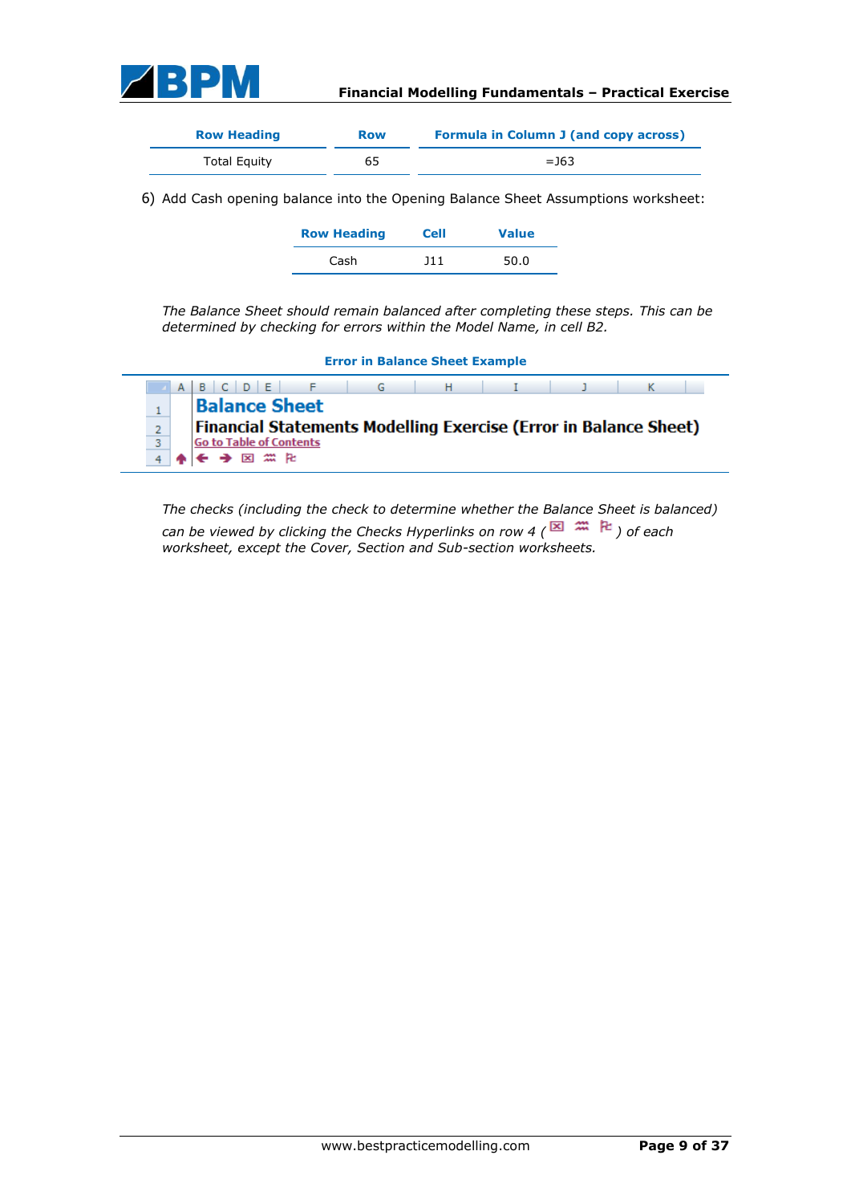| Row Heading | Row | Formula in Column J (and copy across) |
| --- | --- | --- |
| Total Equity | 65 | =J63 |

6) Add Cash opening balance into the Opening Balance Sheet Assumptions worksheet:

| Row Heading | Cell | Value |
| --- | --- | --- |
| Cash | J11 | 50.0 |

*The Balance Sheet should remain balanced after completing these steps. This can be determined by checking for errors within the Model Name, in cell B2.*

**Error in Balance Sheet Example**

| | A | B | C | D | E | F | G | H | I | J | K |
| --- | --- | --- | --- | --- | --- | --- | --- | --- | --- | --- | --- |
| 1 | | **Balance Sheet** | | | | | | | | | |
| 2 | | **Financial Statements Modelling Exercise (Error in Balance Sheet)** | | | | | | | | | |
| 3 | | Go to Table of Contents | | | | | | | | | |
| 4 | ⬆ | ⬅ | ➡ | ☒ | ≈ | ⚑ | | | | | |

*The checks (including the check to determine whether the Balance Sheet is balanced) can be viewed by clicking the Checks Hyperlinks on row 4 ( ☒ ≈ ⚑ ) of each worksheet, except the Cover, Section and Sub-section worksheets.*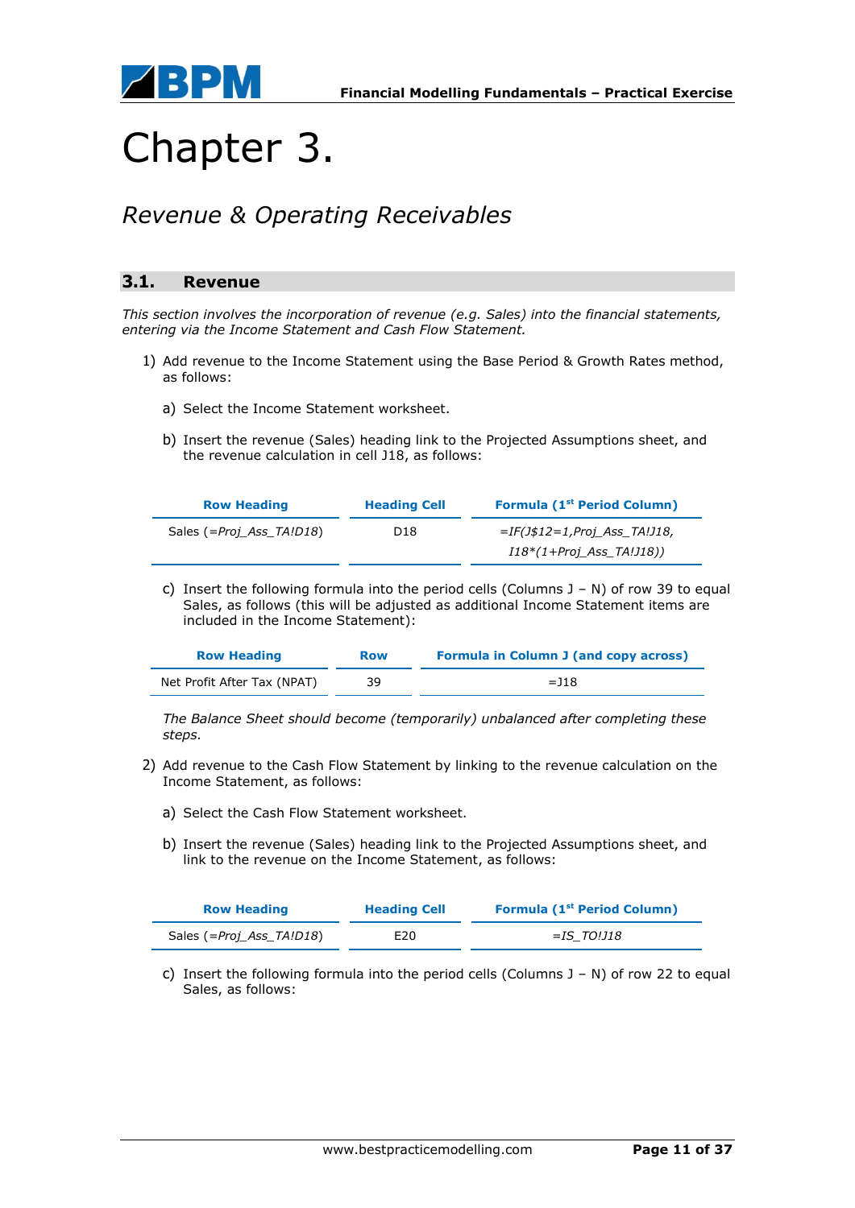# Chapter 3.

## *Revenue & Operating Receivables*

### 3.1. Revenue

*This section involves the incorporation of revenue (e.g. Sales) into the financial statements, entering via the Income Statement and Cash Flow Statement.*

1) Add revenue to the Income Statement using the Base Period & Growth Rates method, as follows:

   a) Select the Income Statement worksheet.

   b) Insert the revenue (Sales) heading link to the Projected Assumptions sheet, and the revenue calculation in cell J18, as follows:

| Row Heading | Heading Cell | Formula (1st Period Column) |
|---|---|---|
| Sales (*=Proj_Ass_TA!D18*) | D18 | *=IF(J$12=1,Proj_Ass_TA!J18, I18*(1+Proj_Ass_TA!J18))* |

   c) Insert the following formula into the period cells (Columns J – N) of row 39 to equal Sales, as follows (this will be adjusted as additional Income Statement items are included in the Income Statement):

| Row Heading | Row | Formula in Column J (and copy across) |
|---|---|---|
| Net Profit After Tax (NPAT) | 39 | =J18 |

   *The Balance Sheet should become (temporarily) unbalanced after completing these steps.*

2) Add revenue to the Cash Flow Statement by linking to the revenue calculation on the Income Statement, as follows:

   a) Select the Cash Flow Statement worksheet.

   b) Insert the revenue (Sales) heading link to the Projected Assumptions sheet, and link to the revenue on the Income Statement, as follows:

| Row Heading | Heading Cell | Formula (1st Period Column) |
|---|---|---|
| Sales (*=Proj_Ass_TA!D18*) | E20 | *=IS_TO!J18* |

   c) Insert the following formula into the period cells (Columns J – N) of row 22 to equal Sales, as follows: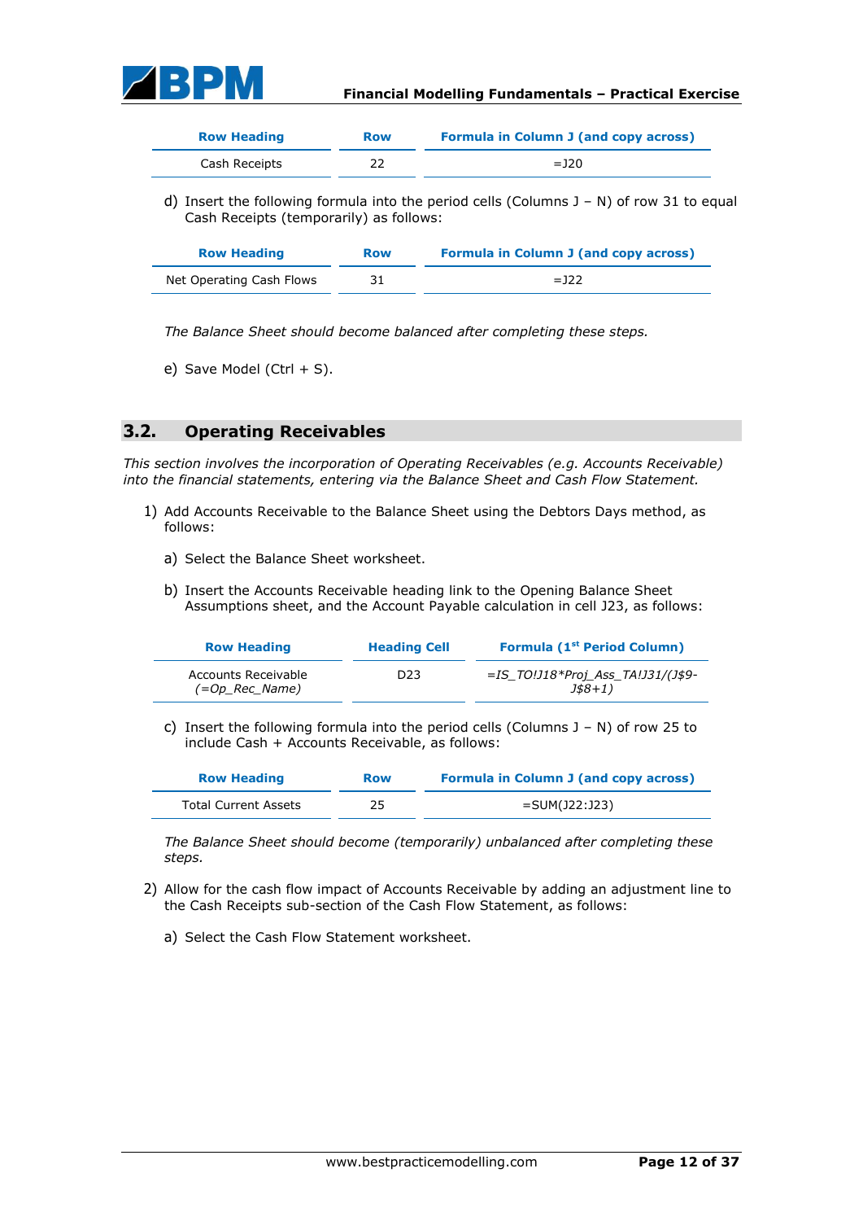| Row Heading | Row | Formula in Column J (and copy across) |
| --- | --- | --- |
| Cash Receipts | 22 | =J20 |

d) Insert the following formula into the period cells (Columns J – N) of row 31 to equal Cash Receipts (temporarily) as follows:

| Row Heading | Row | Formula in Column J (and copy across) |
| --- | --- | --- |
| Net Operating Cash Flows | 31 | =J22 |

*The Balance Sheet should become balanced after completing these steps.*

e) Save Model (Ctrl + S).

## 3.2. Operating Receivables

*This section involves the incorporation of Operating Receivables (e.g. Accounts Receivable) into the financial statements, entering via the Balance Sheet and Cash Flow Statement.*

1) Add Accounts Receivable to the Balance Sheet using the Debtors Days method, as follows:

   a) Select the Balance Sheet worksheet.

   b) Insert the Accounts Receivable heading link to the Opening Balance Sheet Assumptions sheet, and the Account Payable calculation in cell J23, as follows:

| Row Heading | Heading Cell | Formula (1st Period Column) |
| --- | --- | --- |
| Accounts Receivable *(=Op_Rec_Name)* | D23 | *=IS_TO!J18*Proj_Ass_TA!J31/(J$9-J$8+1)* |

   c) Insert the following formula into the period cells (Columns J – N) of row 25 to include Cash + Accounts Receivable, as follows:

| Row Heading | Row | Formula in Column J (and copy across) |
| --- | --- | --- |
| Total Current Assets | 25 | =SUM(J22:J23) |

   *The Balance Sheet should become (temporarily) unbalanced after completing these steps.*

2) Allow for the cash flow impact of Accounts Receivable by adding an adjustment line to the Cash Receipts sub-section of the Cash Flow Statement, as follows:

   a) Select the Cash Flow Statement worksheet.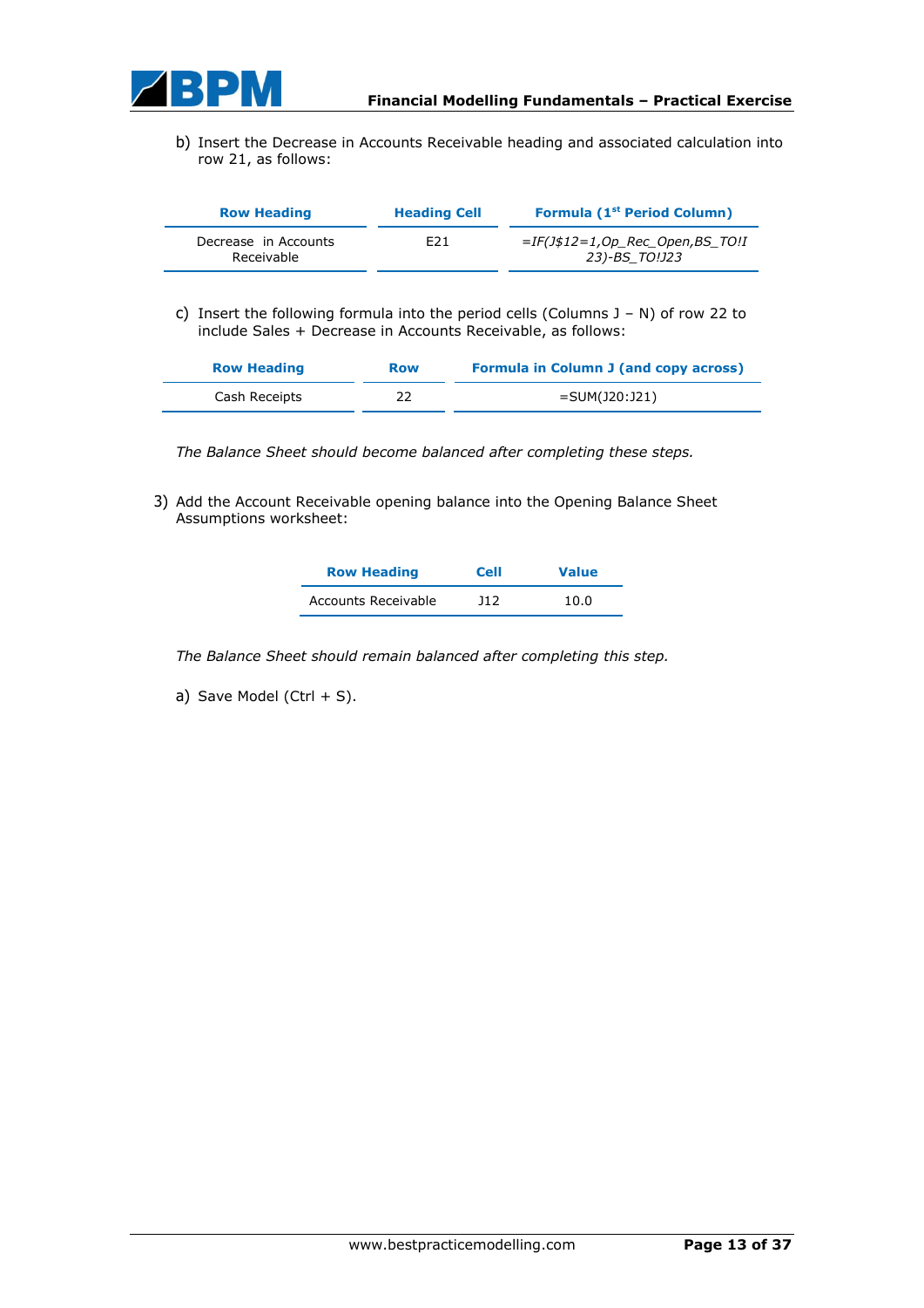b) Insert the Decrease in Accounts Receivable heading and associated calculation into row 21, as follows:

| Row Heading | Heading Cell | Formula (1st Period Column) |
|---|---|---|
| Decrease in Accounts Receivable | E21 | *=IF(J$12=1,Op_Rec_Open,BS_TO!I23)-BS_TO!J23* |

c) Insert the following formula into the period cells (Columns J – N) of row 22 to include Sales + Decrease in Accounts Receivable, as follows:

| Row Heading | Row | Formula in Column J (and copy across) |
|---|---|---|
| Cash Receipts | 22 | =SUM(J20:J21) |

*The Balance Sheet should become balanced after completing these steps.*

3) Add the Account Receivable opening balance into the Opening Balance Sheet Assumptions worksheet:

| Row Heading | Cell | Value |
|---|---|---|
| Accounts Receivable | J12 | 10.0 |

*The Balance Sheet should remain balanced after completing this step.*

a) Save Model (Ctrl + S).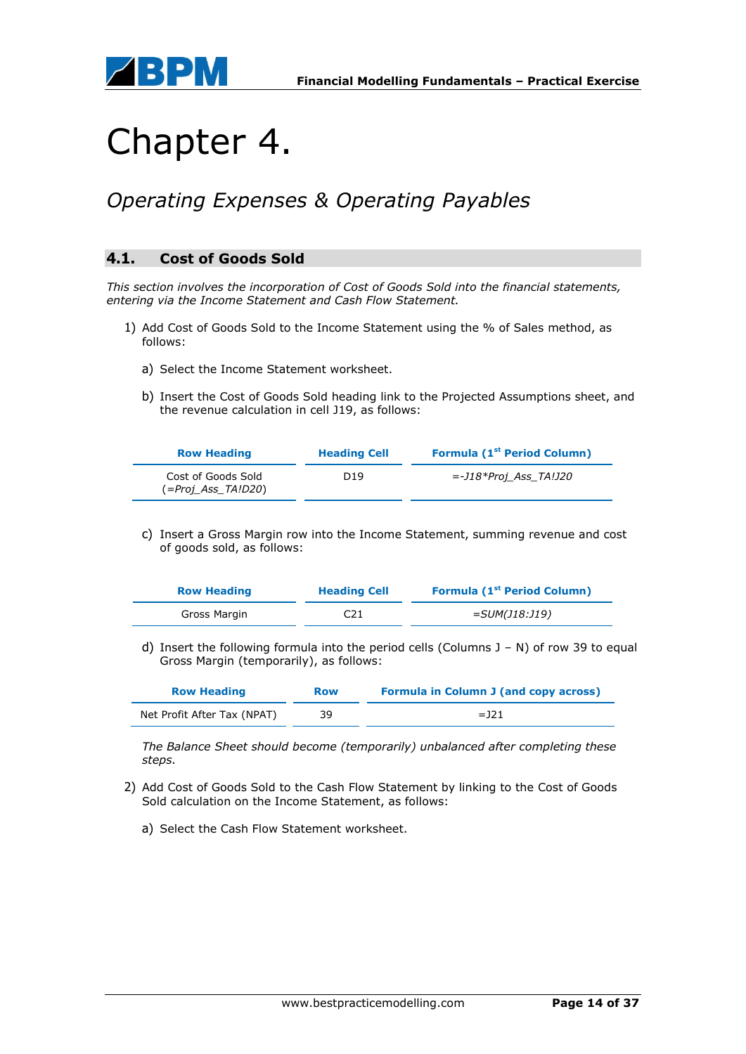# Chapter 4.

## *Operating Expenses & Operating Payables*

### 4.1. Cost of Goods Sold

*This section involves the incorporation of Cost of Goods Sold into the financial statements, entering via the Income Statement and Cash Flow Statement.*

1) Add Cost of Goods Sold to the Income Statement using the % of Sales method, as follows:

   a) Select the Income Statement worksheet.

   b) Insert the Cost of Goods Sold heading link to the Projected Assumptions sheet, and the revenue calculation in cell J19, as follows:

| Row Heading | Heading Cell | Formula (1st Period Column) |
|---|---|---|
| Cost of Goods Sold (*=Proj_Ass_TA!D20*) | D19 | *=-J18*Proj_Ass_TA!J20* |

   c) Insert a Gross Margin row into the Income Statement, summing revenue and cost of goods sold, as follows:

| Row Heading | Heading Cell | Formula (1st Period Column) |
|---|---|---|
| Gross Margin | C21 | *=SUM(J18:J19)* |

   d) Insert the following formula into the period cells (Columns J – N) of row 39 to equal Gross Margin (temporarily), as follows:

| Row Heading | Row | Formula in Column J (and copy across) |
|---|---|---|
| Net Profit After Tax (NPAT) | 39 | =J21 |

   *The Balance Sheet should become (temporarily) unbalanced after completing these steps.*

2) Add Cost of Goods Sold to the Cash Flow Statement by linking to the Cost of Goods Sold calculation on the Income Statement, as follows:

   a) Select the Cash Flow Statement worksheet.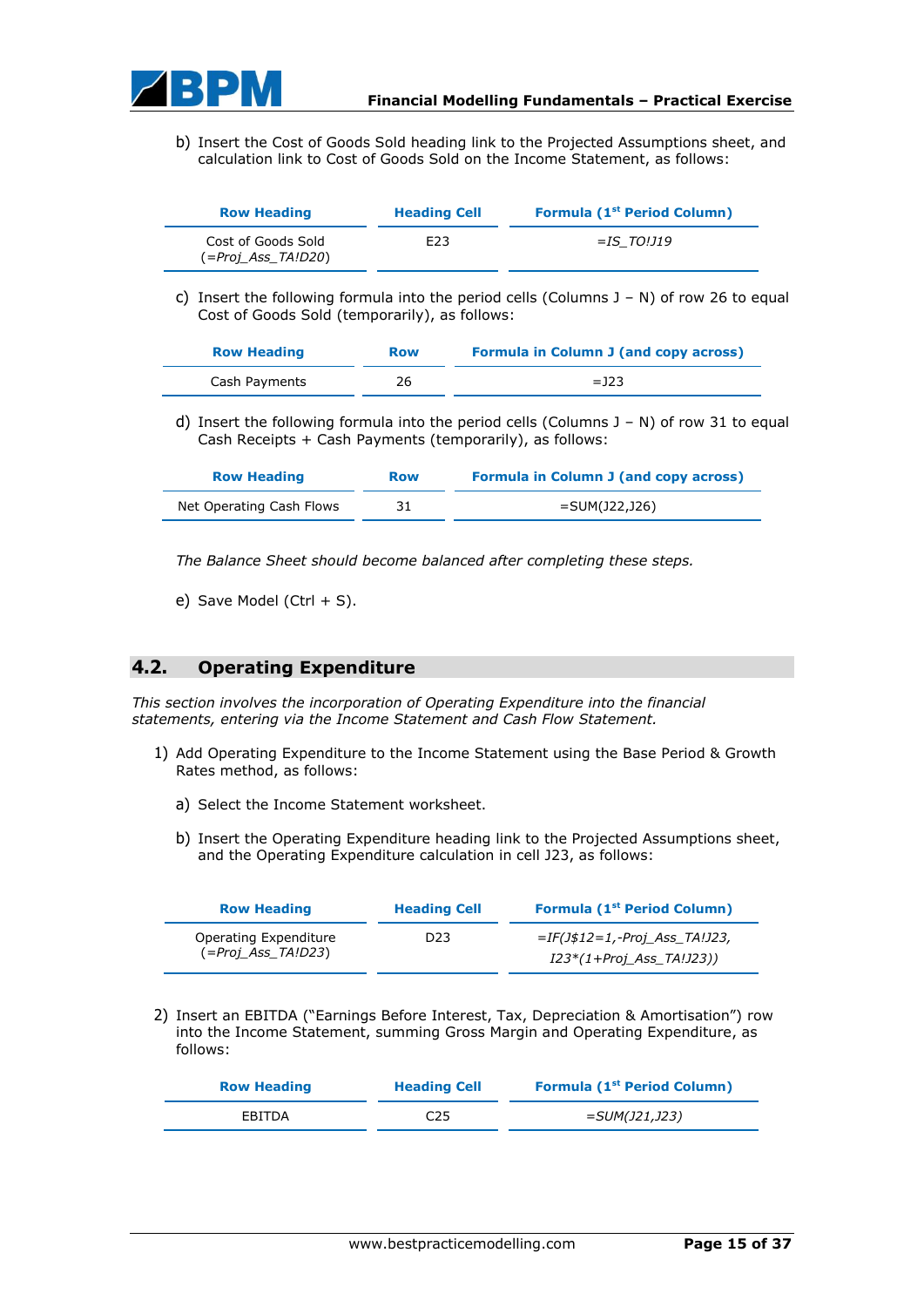b) Insert the Cost of Goods Sold heading link to the Projected Assumptions sheet, and calculation link to Cost of Goods Sold on the Income Statement, as follows:

| Row Heading | Heading Cell | Formula (1st Period Column) |
|---|---|---|
| Cost of Goods Sold (*=Proj_Ass_TA!D20*) | E23 | *=IS_TO!J19* |

c) Insert the following formula into the period cells (Columns J – N) of row 26 to equal Cost of Goods Sold (temporarily), as follows:

| Row Heading | Row | Formula in Column J (and copy across) |
|---|---|---|
| Cash Payments | 26 | =J23 |

d) Insert the following formula into the period cells (Columns J – N) of row 31 to equal Cash Receipts + Cash Payments (temporarily), as follows:

| Row Heading | Row | Formula in Column J (and copy across) |
|---|---|---|
| Net Operating Cash Flows | 31 | =SUM(J22,J26) |

*The Balance Sheet should become balanced after completing these steps.*

e) Save Model (Ctrl + S).

## 4.2. Operating Expenditure

*This section involves the incorporation of Operating Expenditure into the financial statements, entering via the Income Statement and Cash Flow Statement.*

1) Add Operating Expenditure to the Income Statement using the Base Period & Growth Rates method, as follows:

   a) Select the Income Statement worksheet.

   b) Insert the Operating Expenditure heading link to the Projected Assumptions sheet, and the Operating Expenditure calculation in cell J23, as follows:

| Row Heading | Heading Cell | Formula (1st Period Column) |
|---|---|---|
| Operating Expenditure (*=Proj_Ass_TA!D23*) | D23 | *=IF(J$12=1,-Proj_Ass_TA!J23, I23*(1+Proj_Ass_TA!J23))* |

2) Insert an EBITDA ("Earnings Before Interest, Tax, Depreciation & Amortisation") row into the Income Statement, summing Gross Margin and Operating Expenditure, as follows:

| Row Heading | Heading Cell | Formula (1st Period Column) |
|---|---|---|
| EBITDA | C25 | *=SUM(J21,J23)* |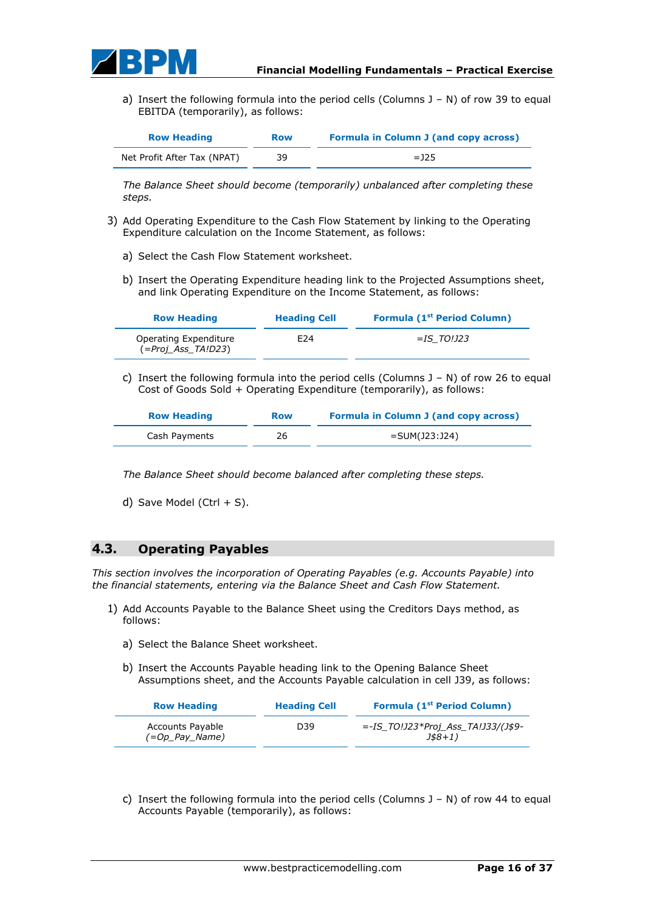a) Insert the following formula into the period cells (Columns J – N) of row 39 to equal EBITDA (temporarily), as follows:

| Row Heading | Row | Formula in Column J (and copy across) |
|---|---|---|
| Net Profit After Tax (NPAT) | 39 | =J25 |

*The Balance Sheet should become (temporarily) unbalanced after completing these steps.*

3) Add Operating Expenditure to the Cash Flow Statement by linking to the Operating Expenditure calculation on the Income Statement, as follows:

a) Select the Cash Flow Statement worksheet.

b) Insert the Operating Expenditure heading link to the Projected Assumptions sheet, and link Operating Expenditure on the Income Statement, as follows:

| Row Heading | Heading Cell | Formula (1st Period Column) |
|---|---|---|
| Operating Expenditure (*=Proj_Ass_TA!D23*) | E24 | *=IS_TO!J23* |

c) Insert the following formula into the period cells (Columns J – N) of row 26 to equal Cost of Goods Sold + Operating Expenditure (temporarily), as follows:

| Row Heading | Row | Formula in Column J (and copy across) |
|---|---|---|
| Cash Payments | 26 | =SUM(J23:J24) |

*The Balance Sheet should become balanced after completing these steps.*

d) Save Model (Ctrl + S).

## 4.3. Operating Payables

*This section involves the incorporation of Operating Payables (e.g. Accounts Payable) into the financial statements, entering via the Balance Sheet and Cash Flow Statement.*

1) Add Accounts Payable to the Balance Sheet using the Creditors Days method, as follows:

a) Select the Balance Sheet worksheet.

b) Insert the Accounts Payable heading link to the Opening Balance Sheet Assumptions sheet, and the Accounts Payable calculation in cell J39, as follows:

| Row Heading | Heading Cell | Formula (1st Period Column) |
|---|---|---|
| Accounts Payable (*=Op_Pay_Name*) | D39 | *=-IS_TO!J23*Proj_Ass_TA!J33/(J$9-J$8+1)* |

c) Insert the following formula into the period cells (Columns J – N) of row 44 to equal Accounts Payable (temporarily), as follows: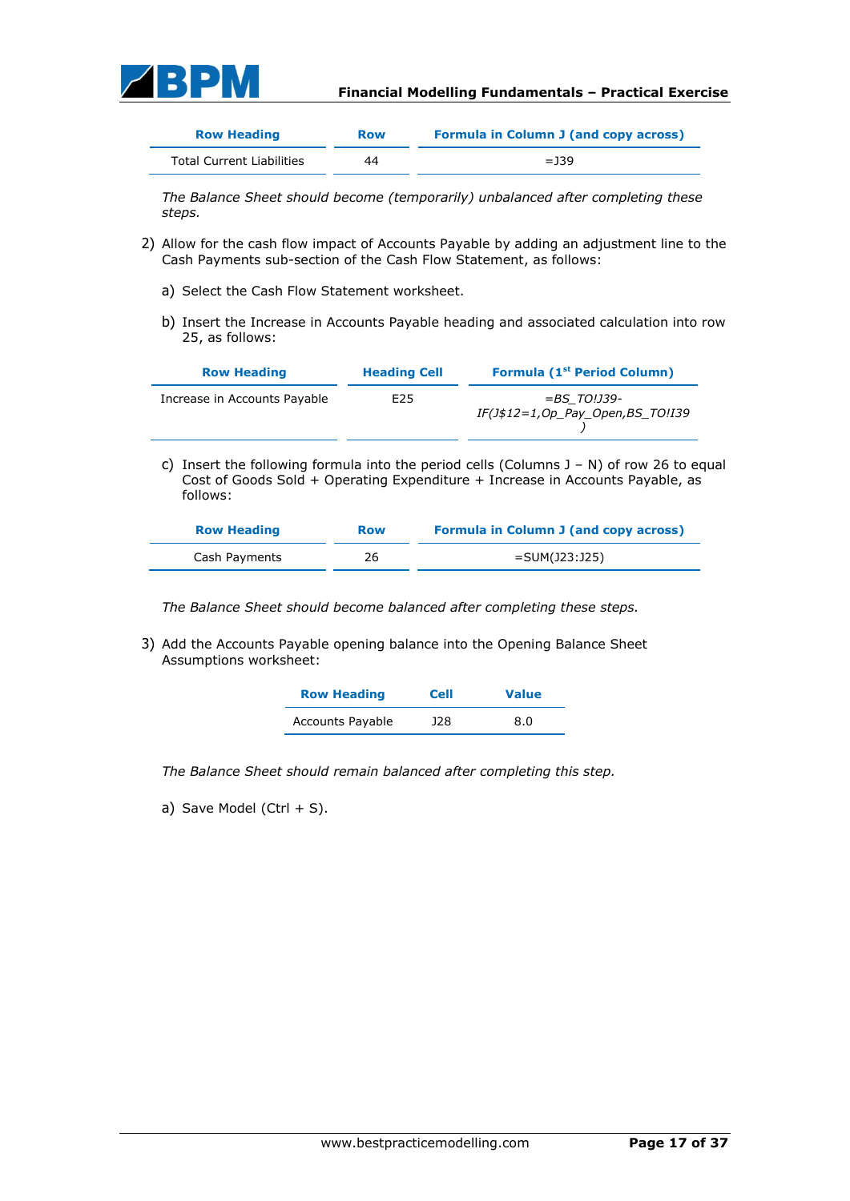| Row Heading | Row | Formula in Column J (and copy across) |
|---|---|---|
| Total Current Liabilities | 44 | =J39 |

*The Balance Sheet should become (temporarily) unbalanced after completing these steps.*

2) Allow for the cash flow impact of Accounts Payable by adding an adjustment line to the Cash Payments sub-section of the Cash Flow Statement, as follows:

   a) Select the Cash Flow Statement worksheet.

   b) Insert the Increase in Accounts Payable heading and associated calculation into row 25, as follows:

| Row Heading | Heading Cell | Formula (1st Period Column) |
|---|---|---|
| Increase in Accounts Payable | E25 | *=BS_TO!J39-IF(J$12=1,Op_Pay_Open,BS_TO!I39)* |

   c) Insert the following formula into the period cells (Columns J – N) of row 26 to equal Cost of Goods Sold + Operating Expenditure + Increase in Accounts Payable, as follows:

| Row Heading | Row | Formula in Column J (and copy across) |
|---|---|---|
| Cash Payments | 26 | =SUM(J23:J25) |

*The Balance Sheet should become balanced after completing these steps.*

3) Add the Accounts Payable opening balance into the Opening Balance Sheet Assumptions worksheet:

| Row Heading | Cell | Value |
|---|---|---|
| Accounts Payable | J28 | 8.0 |

*The Balance Sheet should remain balanced after completing this step.*

   a) Save Model (Ctrl + S).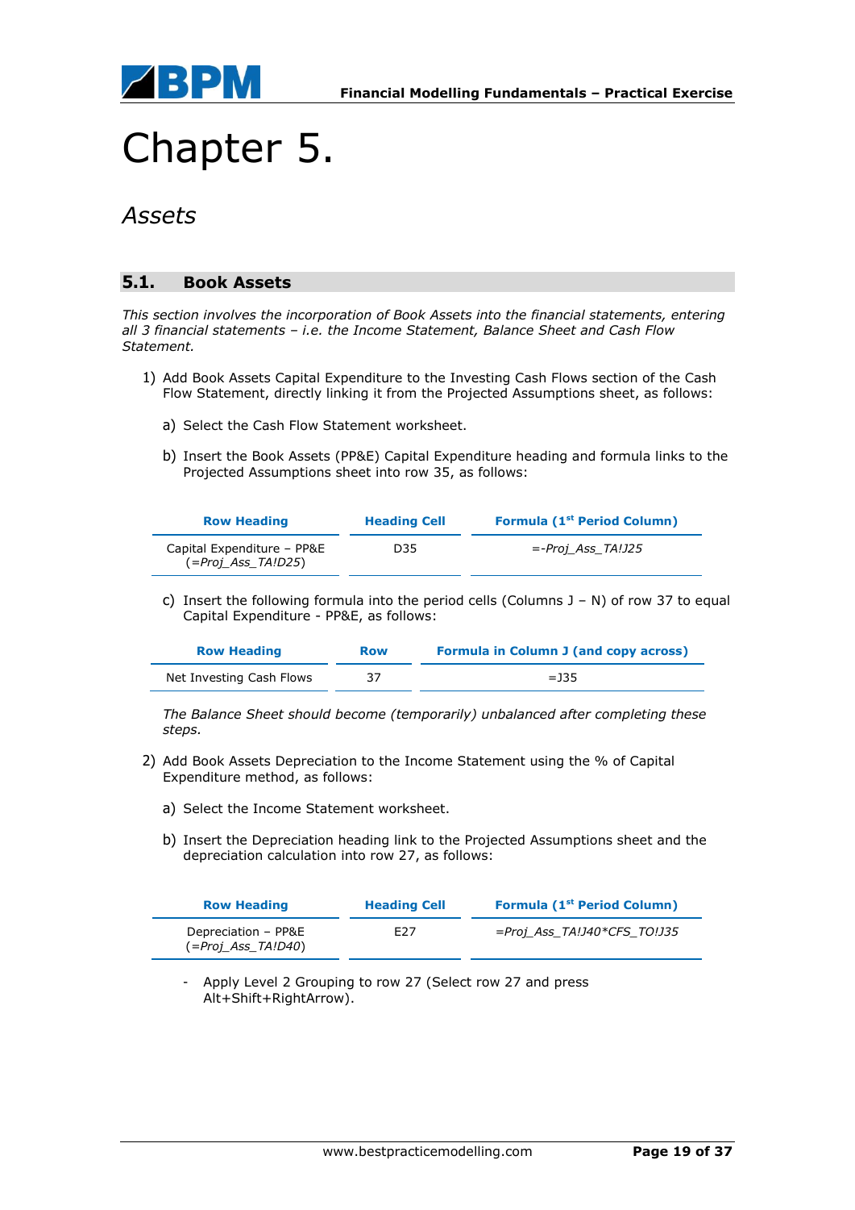# Chapter 5.

## *Assets*

### 5.1. Book Assets

*This section involves the incorporation of Book Assets into the financial statements, entering all 3 financial statements – i.e. the Income Statement, Balance Sheet and Cash Flow Statement.*

1) Add Book Assets Capital Expenditure to the Investing Cash Flows section of the Cash Flow Statement, directly linking it from the Projected Assumptions sheet, as follows:

   a) Select the Cash Flow Statement worksheet.

   b) Insert the Book Assets (PP&E) Capital Expenditure heading and formula links to the Projected Assumptions sheet into row 35, as follows:

| Row Heading | Heading Cell | Formula (1st Period Column) |
|---|---|---|
| Capital Expenditure – PP&E (=*Proj_Ass_TA!D25*) | D35 | =-*Proj_Ass_TA!J25* |

   c) Insert the following formula into the period cells (Columns J – N) of row 37 to equal Capital Expenditure - PP&E, as follows:

| Row Heading | Row | Formula in Column J (and copy across) |
|---|---|---|
| Net Investing Cash Flows | 37 | =J35 |

   *The Balance Sheet should become (temporarily) unbalanced after completing these steps.*

2) Add Book Assets Depreciation to the Income Statement using the % of Capital Expenditure method, as follows:

   a) Select the Income Statement worksheet.

   b) Insert the Depreciation heading link to the Projected Assumptions sheet and the depreciation calculation into row 27, as follows:

| Row Heading | Heading Cell | Formula (1st Period Column) |
|---|---|---|
| Depreciation – PP&E (=*Proj_Ass_TA!D40*) | E27 | =*Proj_Ass_TA!J40*CFS_TO!J35* |

   - Apply Level 2 Grouping to row 27 (Select row 27 and press Alt+Shift+RightArrow).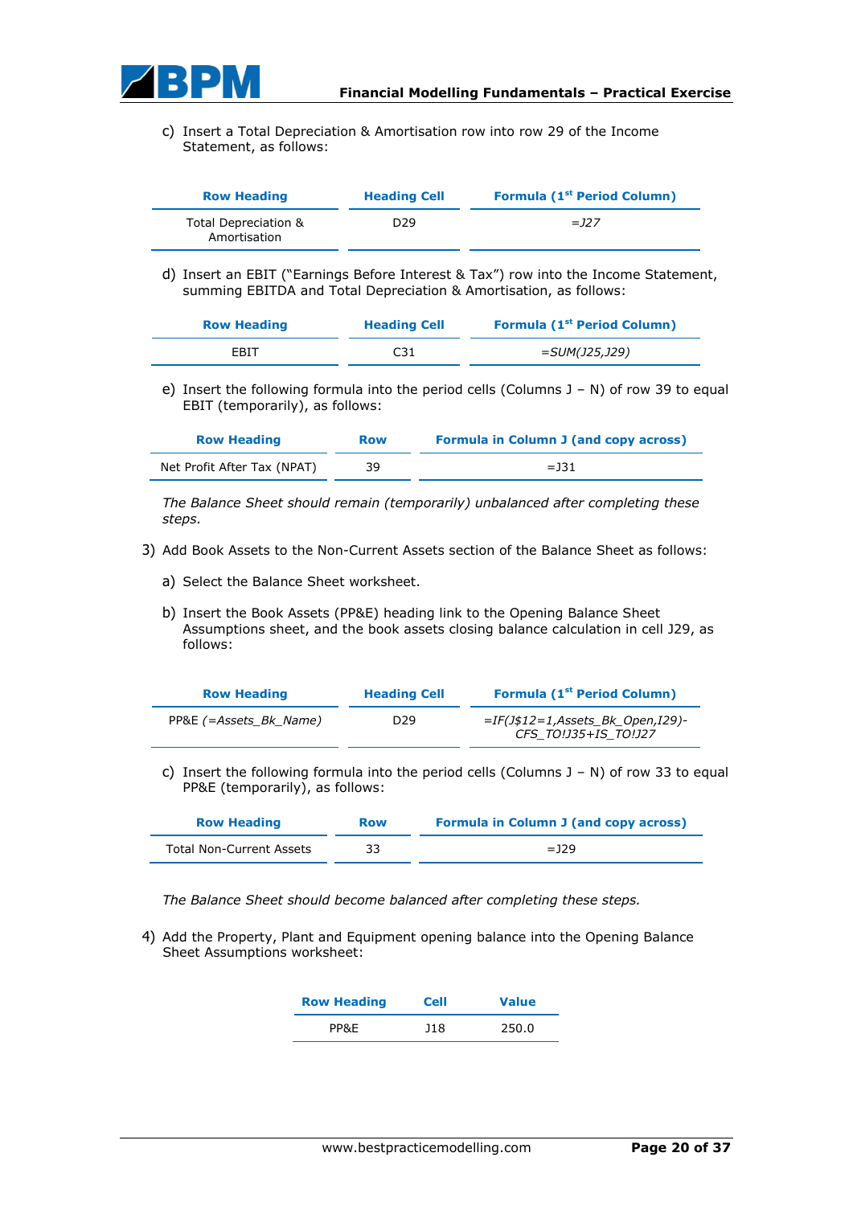c) Insert a Total Depreciation & Amortisation row into row 29 of the Income Statement, as follows:

| Row Heading | Heading Cell | Formula (1st Period Column) |
|---|---|---|
| Total Depreciation & Amortisation | D29 | *=J27* |

d) Insert an EBIT ("Earnings Before Interest & Tax") row into the Income Statement, summing EBITDA and Total Depreciation & Amortisation, as follows:

| Row Heading | Heading Cell | Formula (1st Period Column) |
|---|---|---|
| EBIT | C31 | *=SUM(J25,J29)* |

e) Insert the following formula into the period cells (Columns J – N) of row 39 to equal EBIT (temporarily), as follows:

| Row Heading | Row | Formula in Column J (and copy across) |
|---|---|---|
| Net Profit After Tax (NPAT) | 39 | =J31 |

*The Balance Sheet should remain (temporarily) unbalanced after completing these steps.*

3) Add Book Assets to the Non-Current Assets section of the Balance Sheet as follows:

a) Select the Balance Sheet worksheet.

b) Insert the Book Assets (PP&E) heading link to the Opening Balance Sheet Assumptions sheet, and the book assets closing balance calculation in cell J29, as follows:

| Row Heading | Heading Cell | Formula (1st Period Column) |
|---|---|---|
| PP&E *(=Assets_Bk_Name)* | D29 | *=IF(J$12=1,Assets_Bk_Open,I29)-CFS_TO!J35+IS_TO!J27* |

c) Insert the following formula into the period cells (Columns J – N) of row 33 to equal PP&E (temporarily), as follows:

| Row Heading | Row | Formula in Column J (and copy across) |
|---|---|---|
| Total Non-Current Assets | 33 | =J29 |

*The Balance Sheet should become balanced after completing these steps.*

4) Add the Property, Plant and Equipment opening balance into the Opening Balance Sheet Assumptions worksheet:

| Row Heading | Cell | Value |
|---|---|---|
| PP&E | J18 | 250.0 |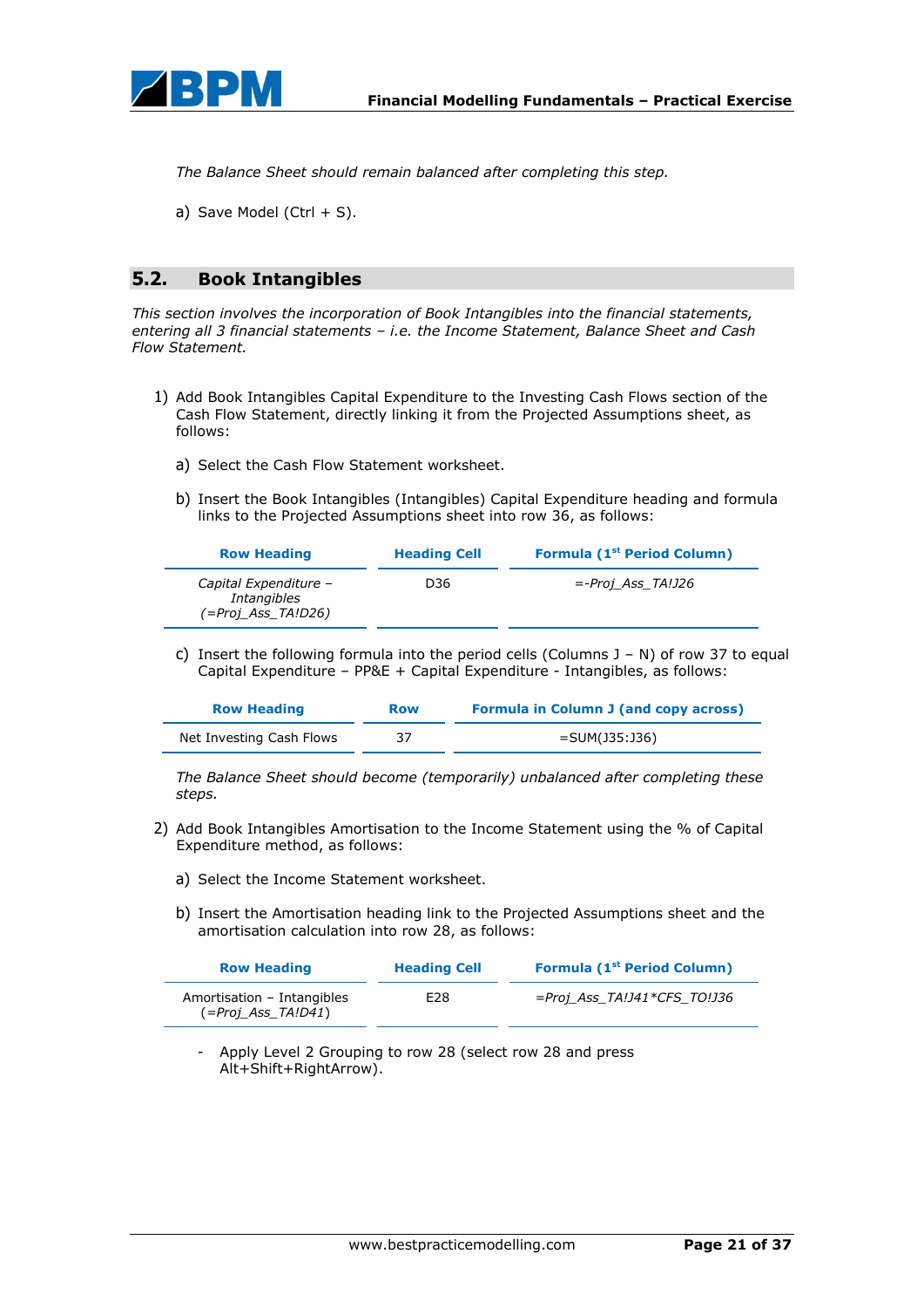*The Balance Sheet should remain balanced after completing this step.*

a) Save Model (Ctrl + S).

## 5.2. Book Intangibles

*This section involves the incorporation of Book Intangibles into the financial statements, entering all 3 financial statements – i.e. the Income Statement, Balance Sheet and Cash Flow Statement.*

1) Add Book Intangibles Capital Expenditure to the Investing Cash Flows section of the Cash Flow Statement, directly linking it from the Projected Assumptions sheet, as follows:

   a) Select the Cash Flow Statement worksheet.

   b) Insert the Book Intangibles (Intangibles) Capital Expenditure heading and formula links to the Projected Assumptions sheet into row 36, as follows:

| Row Heading | Heading Cell | Formula (1st Period Column) |
|---|---|---|
| *Capital Expenditure – Intangibles (=Proj_Ass_TA!D26)* | D36 | *=-Proj_Ass_TA!J26* |

   c) Insert the following formula into the period cells (Columns J – N) of row 37 to equal Capital Expenditure – PP&E + Capital Expenditure - Intangibles, as follows:

| Row Heading | Row | Formula in Column J (and copy across) |
|---|---|---|
| Net Investing Cash Flows | 37 | =SUM(J35:J36) |

   *The Balance Sheet should become (temporarily) unbalanced after completing these steps.*

2) Add Book Intangibles Amortisation to the Income Statement using the % of Capital Expenditure method, as follows:

   a) Select the Income Statement worksheet.

   b) Insert the Amortisation heading link to the Projected Assumptions sheet and the amortisation calculation into row 28, as follows:

| Row Heading | Heading Cell | Formula (1st Period Column) |
|---|---|---|
| Amortisation – Intangibles (*=Proj_Ass_TA!D41*) | E28 | *=Proj_Ass_TA!J41\*CFS_TO!J36* |

   - Apply Level 2 Grouping to row 28 (select row 28 and press Alt+Shift+RightArrow).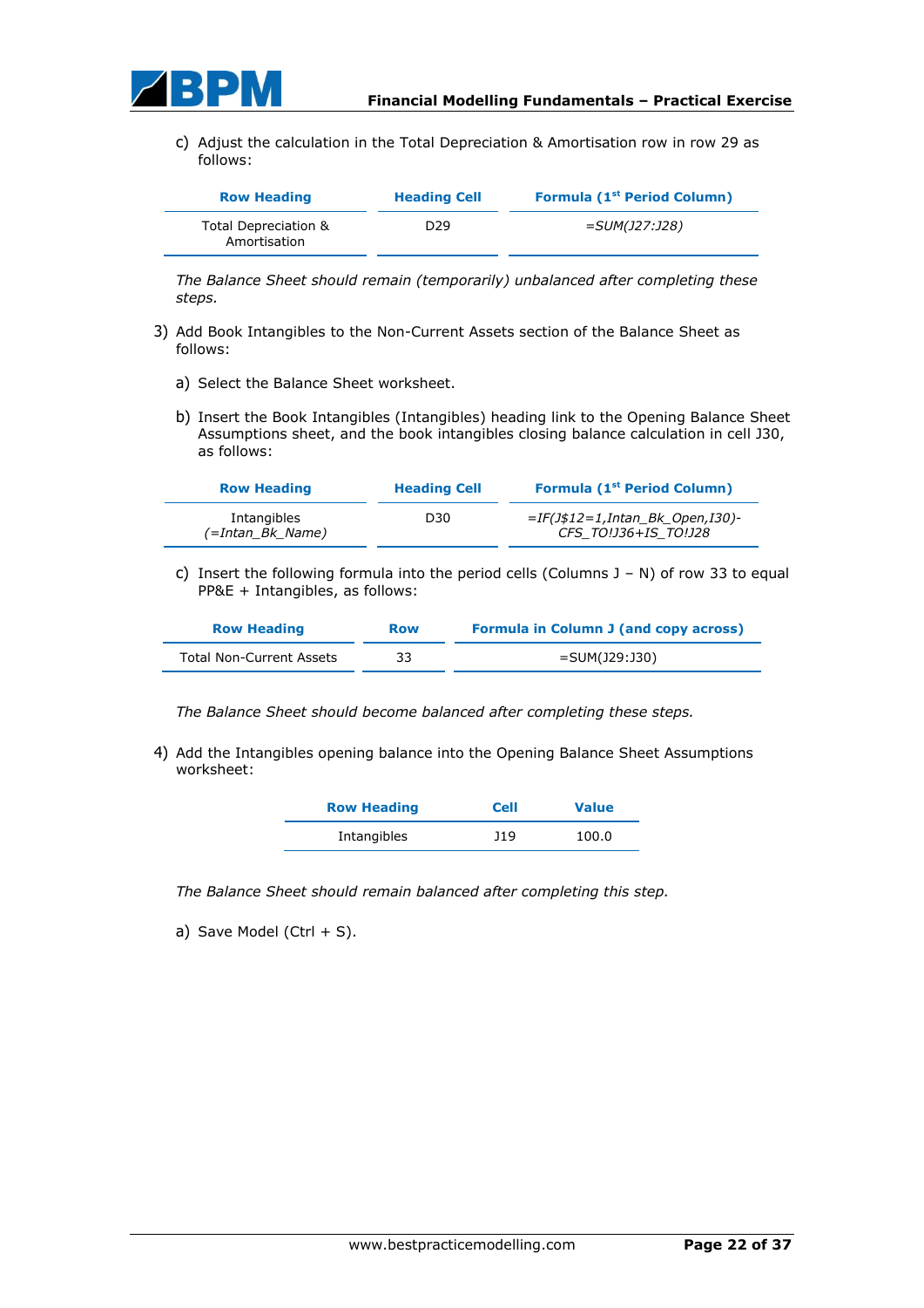c) Adjust the calculation in the Total Depreciation & Amortisation row in row 29 as follows:

| Row Heading | Heading Cell | Formula (1st Period Column) |
|---|---|---|
| Total Depreciation & Amortisation | D29 | *=SUM(J27:J28)* |

*The Balance Sheet should remain (temporarily) unbalanced after completing these steps.*

3) Add Book Intangibles to the Non-Current Assets section of the Balance Sheet as follows:

a) Select the Balance Sheet worksheet.

b) Insert the Book Intangibles (Intangibles) heading link to the Opening Balance Sheet Assumptions sheet, and the book intangibles closing balance calculation in cell J30, as follows:

| Row Heading | Heading Cell | Formula (1st Period Column) |
|---|---|---|
| Intangibles *(=Intan_Bk_Name)* | D30 | *=IF(J$12=1,Intan_Bk_Open,I30)-CFS_TO!J36+IS_TO!J28* |

c) Insert the following formula into the period cells (Columns J – N) of row 33 to equal PP&E + Intangibles, as follows:

| Row Heading | Row | Formula in Column J (and copy across) |
|---|---|---|
| Total Non-Current Assets | 33 | =SUM(J29:J30) |

*The Balance Sheet should become balanced after completing these steps.*

4) Add the Intangibles opening balance into the Opening Balance Sheet Assumptions worksheet:

| Row Heading | Cell | Value |
|---|---|---|
| Intangibles | J19 | 100.0 |

*The Balance Sheet should remain balanced after completing this step.*

a) Save Model (Ctrl + S).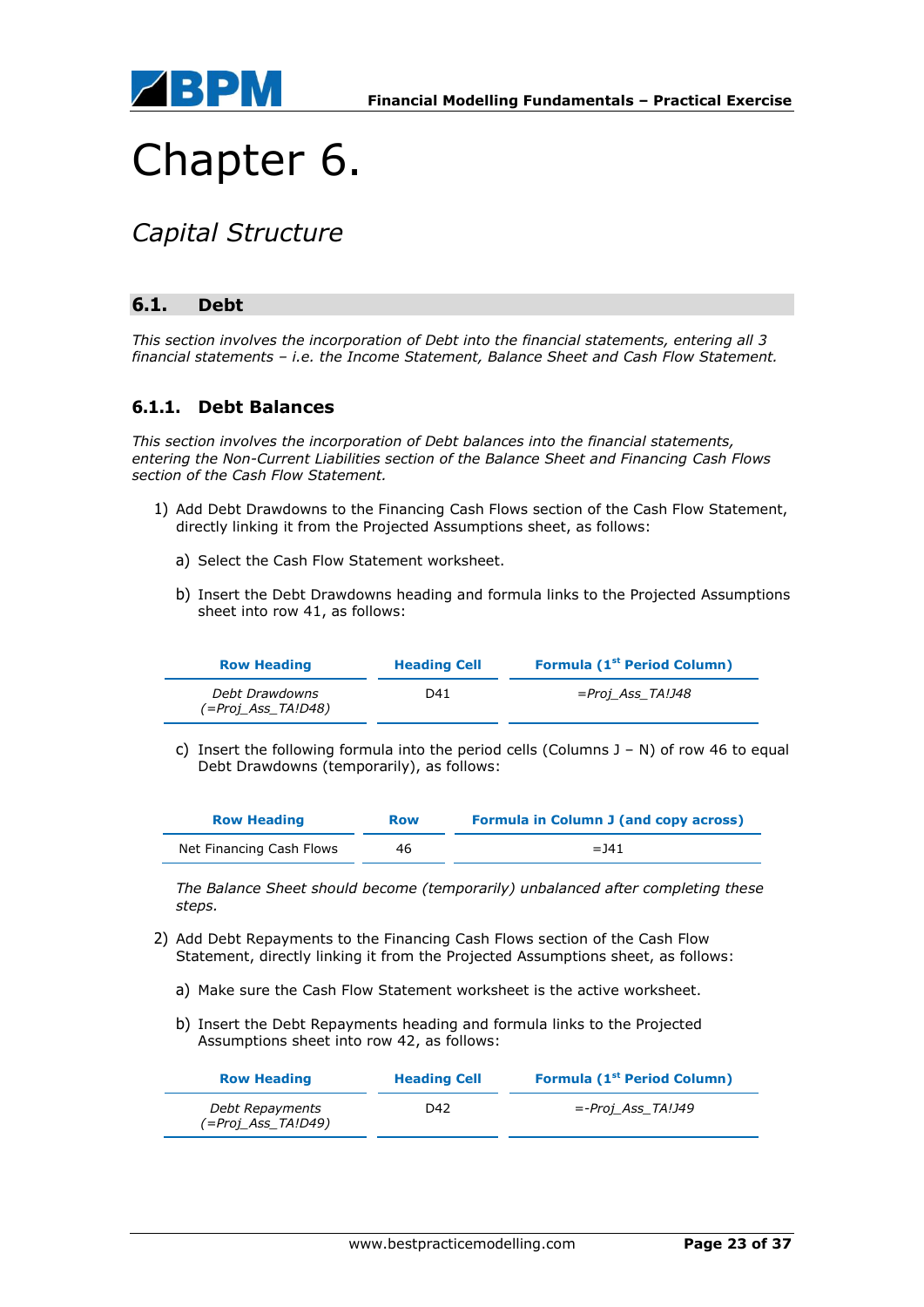# Chapter 6.

## *Capital Structure*

## 6.1. Debt

*This section involves the incorporation of Debt into the financial statements, entering all 3 financial statements – i.e. the Income Statement, Balance Sheet and Cash Flow Statement.*

### 6.1.1. Debt Balances

*This section involves the incorporation of Debt balances into the financial statements, entering the Non-Current Liabilities section of the Balance Sheet and Financing Cash Flows section of the Cash Flow Statement.*

1) Add Debt Drawdowns to the Financing Cash Flows section of the Cash Flow Statement, directly linking it from the Projected Assumptions sheet, as follows:

   a) Select the Cash Flow Statement worksheet.

   b) Insert the Debt Drawdowns heading and formula links to the Projected Assumptions sheet into row 41, as follows:

| Row Heading | Heading Cell | Formula (1st Period Column) |
|---|---|---|
| *Debt Drawdowns (=Proj_Ass_TA!D48)* | D41 | *=Proj_Ass_TA!J48* |

   c) Insert the following formula into the period cells (Columns J – N) of row 46 to equal Debt Drawdowns (temporarily), as follows:

| Row Heading | Row | Formula in Column J (and copy across) |
|---|---|---|
| Net Financing Cash Flows | 46 | =J41 |

   *The Balance Sheet should become (temporarily) unbalanced after completing these steps.*

2) Add Debt Repayments to the Financing Cash Flows section of the Cash Flow Statement, directly linking it from the Projected Assumptions sheet, as follows:

   a) Make sure the Cash Flow Statement worksheet is the active worksheet.

   b) Insert the Debt Repayments heading and formula links to the Projected Assumptions sheet into row 42, as follows:

| Row Heading | Heading Cell | Formula (1st Period Column) |
|---|---|---|
| *Debt Repayments (=Proj_Ass_TA!D49)* | D42 | *=-Proj_Ass_TA!J49* |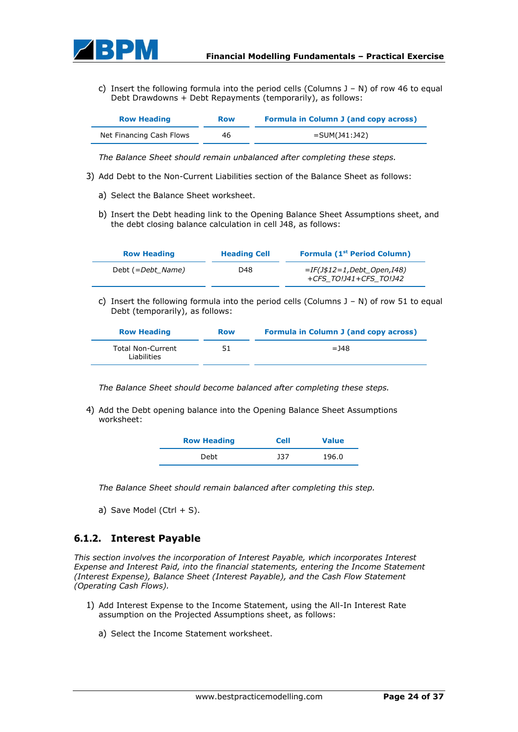c) Insert the following formula into the period cells (Columns J – N) of row 46 to equal Debt Drawdowns + Debt Repayments (temporarily), as follows:

| Row Heading | Row | Formula in Column J (and copy across) |
|---|---|---|
| Net Financing Cash Flows | 46 | =SUM(J41:J42) |

*The Balance Sheet should remain unbalanced after completing these steps.*

3) Add Debt to the Non-Current Liabilities section of the Balance Sheet as follows:

a) Select the Balance Sheet worksheet.

b) Insert the Debt heading link to the Opening Balance Sheet Assumptions sheet, and the debt closing balance calculation in cell J48, as follows:

| Row Heading | Heading Cell | Formula (1st Period Column) |
|---|---|---|
| Debt (*=Debt_Name*) | D48 | *=IF(J$12=1,Debt_Open,I48) +CFS_TO!J41+CFS_TO!J42* |

c) Insert the following formula into the period cells (Columns J – N) of row 51 to equal Debt (temporarily), as follows:

| Row Heading | Row | Formula in Column J (and copy across) |
|---|---|---|
| Total Non-Current Liabilities | 51 | =J48 |

*The Balance Sheet should become balanced after completing these steps.*

4) Add the Debt opening balance into the Opening Balance Sheet Assumptions worksheet:

| Row Heading | Cell | Value |
|---|---|---|
| Debt | J37 | 196.0 |

*The Balance Sheet should remain balanced after completing this step.*

a) Save Model (Ctrl + S).

### 6.1.2. Interest Payable

*This section involves the incorporation of Interest Payable, which incorporates Interest Expense and Interest Paid, into the financial statements, entering the Income Statement (Interest Expense), Balance Sheet (Interest Payable), and the Cash Flow Statement (Operating Cash Flows).*

1) Add Interest Expense to the Income Statement, using the All-In Interest Rate assumption on the Projected Assumptions sheet, as follows:

a) Select the Income Statement worksheet.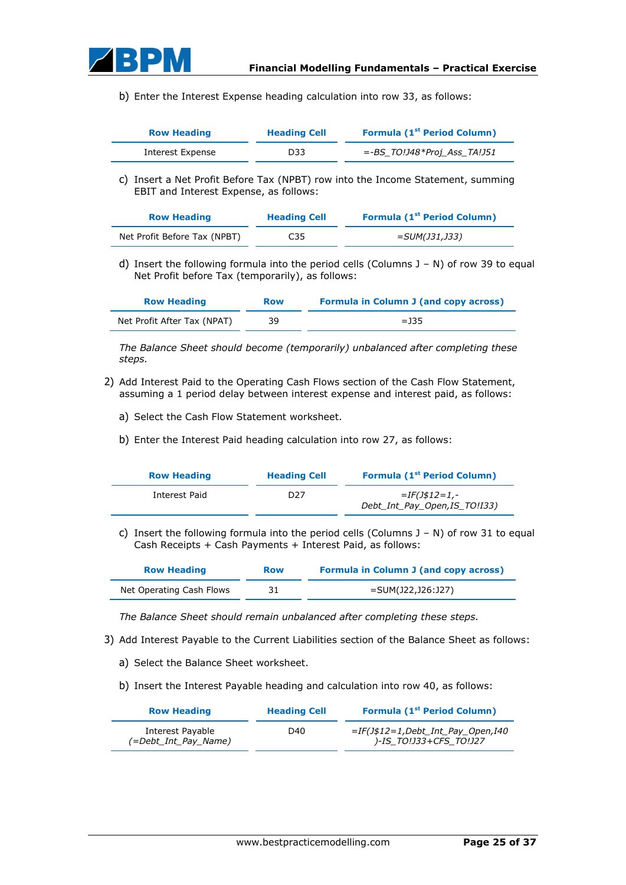b) Enter the Interest Expense heading calculation into row 33, as follows:

| Row Heading | Heading Cell | Formula (1st Period Column) |
|---|---|---|
| Interest Expense | D33 | *=-BS_TO!J48*Proj_Ass_TA!J51* |

c) Insert a Net Profit Before Tax (NPBT) row into the Income Statement, summing EBIT and Interest Expense, as follows:

| Row Heading | Heading Cell | Formula (1st Period Column) |
|---|---|---|
| Net Profit Before Tax (NPBT) | C35 | *=SUM(J31,J33)* |

d) Insert the following formula into the period cells (Columns J – N) of row 39 to equal Net Profit before Tax (temporarily), as follows:

| Row Heading | Row | Formula in Column J (and copy across) |
|---|---|---|
| Net Profit After Tax (NPAT) | 39 | =J35 |

*The Balance Sheet should become (temporarily) unbalanced after completing these steps.*

2) Add Interest Paid to the Operating Cash Flows section of the Cash Flow Statement, assuming a 1 period delay between interest expense and interest paid, as follows:

a) Select the Cash Flow Statement worksheet.

b) Enter the Interest Paid heading calculation into row 27, as follows:

| Row Heading | Heading Cell | Formula (1st Period Column) |
|---|---|---|
| Interest Paid | D27 | *=IF(J$12=1,-Debt_Int_Pay_Open,IS_TO!I33)* |

c) Insert the following formula into the period cells (Columns J – N) of row 31 to equal Cash Receipts + Cash Payments + Interest Paid, as follows:

| Row Heading | Row | Formula in Column J (and copy across) |
|---|---|---|
| Net Operating Cash Flows | 31 | =SUM(J22,J26:J27) |

*The Balance Sheet should remain unbalanced after completing these steps.*

3) Add Interest Payable to the Current Liabilities section of the Balance Sheet as follows:

a) Select the Balance Sheet worksheet.

b) Insert the Interest Payable heading and calculation into row 40, as follows:

| Row Heading | Heading Cell | Formula (1st Period Column) |
|---|---|---|
| Interest Payable *(=Debt_Int_Pay_Name)* | D40 | *=IF(J$12=1,Debt_Int_Pay_Open,I40)-IS_TO!J33+CFS_TO!J27* |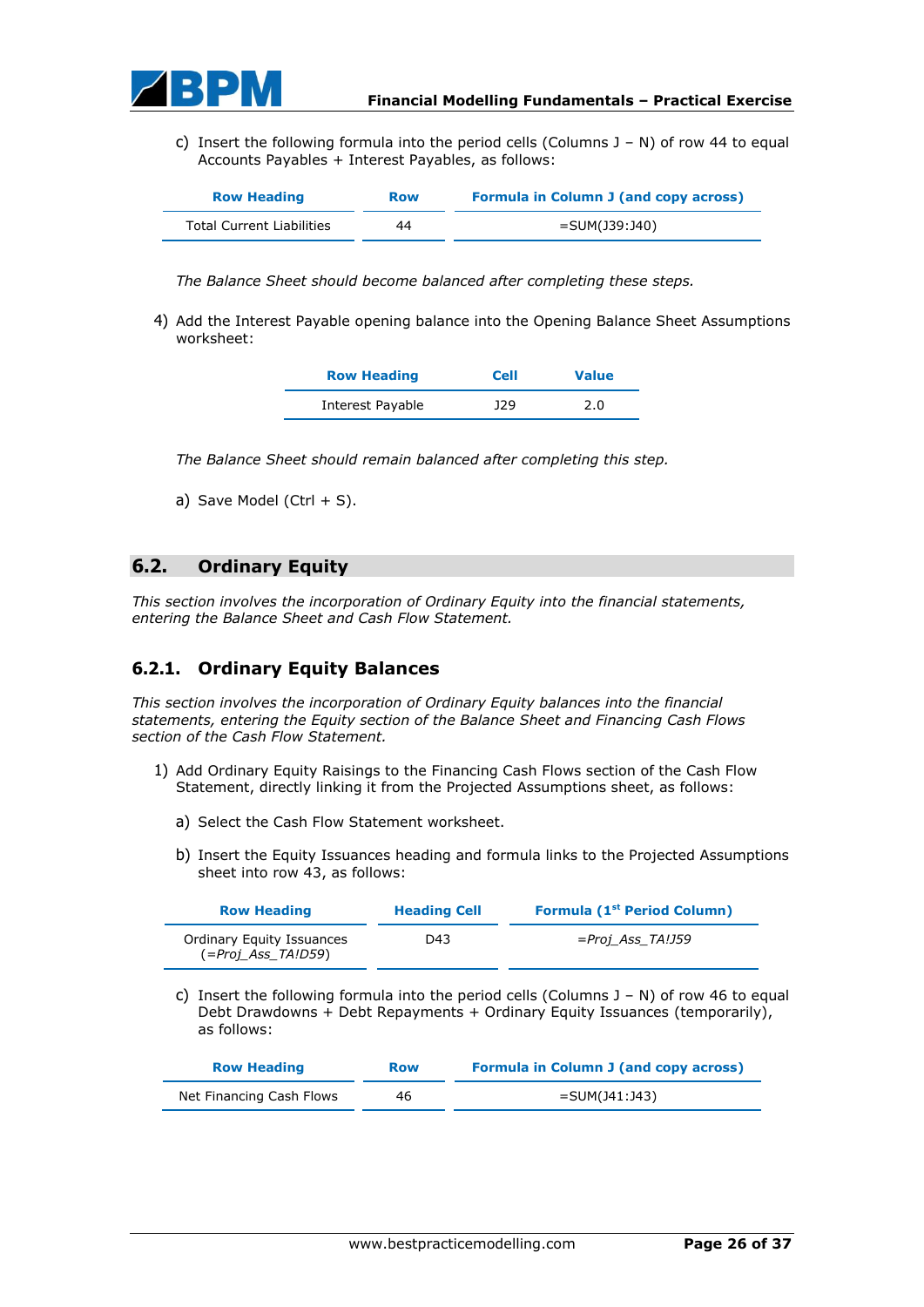c) Insert the following formula into the period cells (Columns J – N) of row 44 to equal Accounts Payables + Interest Payables, as follows:

| Row Heading | Row | Formula in Column J (and copy across) |
| --- | --- | --- |
| Total Current Liabilities | 44 | =SUM(J39:J40) |

*The Balance Sheet should become balanced after completing these steps.*

4) Add the Interest Payable opening balance into the Opening Balance Sheet Assumptions worksheet:

| Row Heading | Cell | Value |
| --- | --- | --- |
| Interest Payable | J29 | 2.0 |

*The Balance Sheet should remain balanced after completing this step.*

a) Save Model (Ctrl + S).

## 6.2. Ordinary Equity

*This section involves the incorporation of Ordinary Equity into the financial statements, entering the Balance Sheet and Cash Flow Statement.*

### 6.2.1. Ordinary Equity Balances

*This section involves the incorporation of Ordinary Equity balances into the financial statements, entering the Equity section of the Balance Sheet and Financing Cash Flows section of the Cash Flow Statement.*

1) Add Ordinary Equity Raisings to the Financing Cash Flows section of the Cash Flow Statement, directly linking it from the Projected Assumptions sheet, as follows:

a) Select the Cash Flow Statement worksheet.

b) Insert the Equity Issuances heading and formula links to the Projected Assumptions sheet into row 43, as follows:

| Row Heading | Heading Cell | Formula (1st Period Column) |
| --- | --- | --- |
| Ordinary Equity Issuances (*=Proj_Ass_TA!D59*) | D43 | *=Proj_Ass_TA!J59* |

c) Insert the following formula into the period cells (Columns J – N) of row 46 to equal Debt Drawdowns + Debt Repayments + Ordinary Equity Issuances (temporarily), as follows:

| Row Heading | Row | Formula in Column J (and copy across) |
| --- | --- | --- |
| Net Financing Cash Flows | 46 | =SUM(J41:J43) |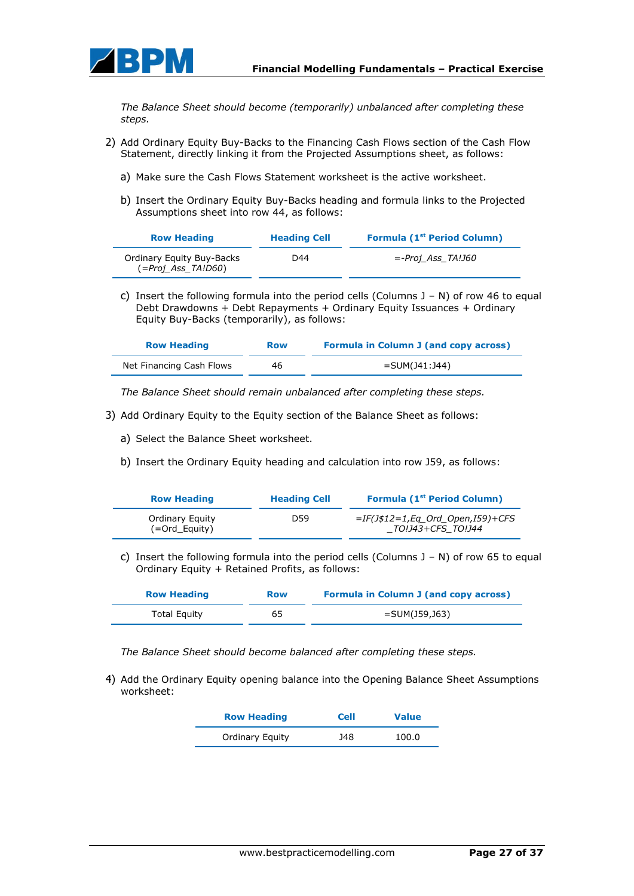*The Balance Sheet should become (temporarily) unbalanced after completing these steps.*

2) Add Ordinary Equity Buy-Backs to the Financing Cash Flows section of the Cash Flow Statement, directly linking it from the Projected Assumptions sheet, as follows:

   a) Make sure the Cash Flows Statement worksheet is the active worksheet.

   b) Insert the Ordinary Equity Buy-Backs heading and formula links to the Projected Assumptions sheet into row 44, as follows:

| Row Heading | Heading Cell | Formula (1st Period Column) |
|---|---|---|
| Ordinary Equity Buy-Backs (*=Proj_Ass_TA!D60*) | D44 | *=-Proj_Ass_TA!J60* |

   c) Insert the following formula into the period cells (Columns J – N) of row 46 to equal Debt Drawdowns + Debt Repayments + Ordinary Equity Issuances + Ordinary Equity Buy-Backs (temporarily), as follows:

| Row Heading | Row | Formula in Column J (and copy across) |
|---|---|---|
| Net Financing Cash Flows | 46 | =SUM(J41:J44) |

*The Balance Sheet should remain unbalanced after completing these steps.*

3) Add Ordinary Equity to the Equity section of the Balance Sheet as follows:

   a) Select the Balance Sheet worksheet.

   b) Insert the Ordinary Equity heading and calculation into row J59, as follows:

| Row Heading | Heading Cell | Formula (1st Period Column) |
|---|---|---|
| Ordinary Equity (=Ord_Equity) | D59 | *=IF(J$12=1,Eq_Ord_Open,I59)+CFS_TO!J43+CFS_TO!J44* |

   c) Insert the following formula into the period cells (Columns J – N) of row 65 to equal Ordinary Equity + Retained Profits, as follows:

| Row Heading | Row | Formula in Column J (and copy across) |
|---|---|---|
| Total Equity | 65 | =SUM(J59,J63) |

*The Balance Sheet should become balanced after completing these steps.*

4) Add the Ordinary Equity opening balance into the Opening Balance Sheet Assumptions worksheet:

| Row Heading | Cell | Value |
|---|---|---|
| Ordinary Equity | J48 | 100.0 |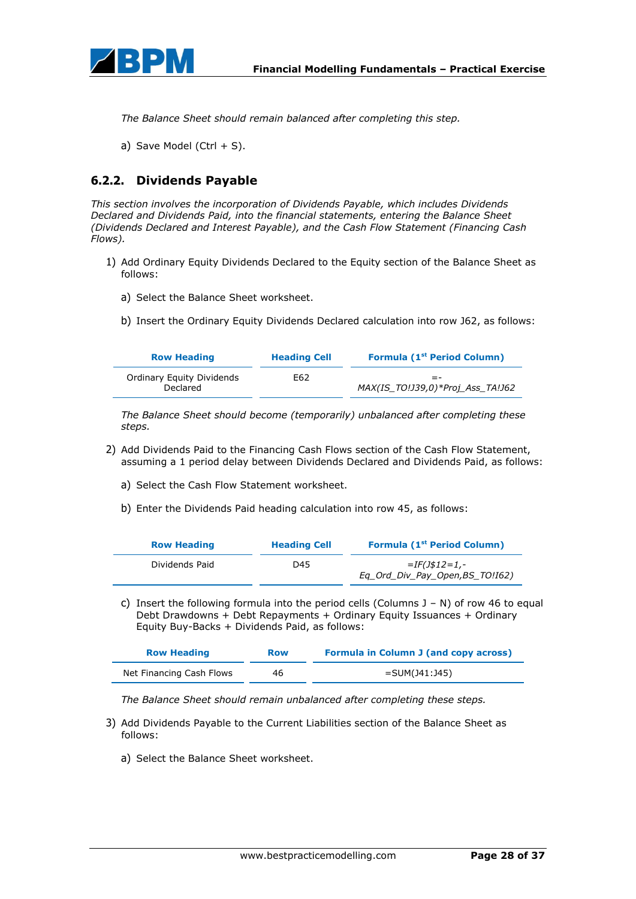*The Balance Sheet should remain balanced after completing this step.*

a) Save Model (Ctrl + S).

### 6.2.2. Dividends Payable

*This section involves the incorporation of Dividends Payable, which includes Dividends Declared and Dividends Paid, into the financial statements, entering the Balance Sheet (Dividends Declared and Interest Payable), and the Cash Flow Statement (Financing Cash Flows).*

1) Add Ordinary Equity Dividends Declared to the Equity section of the Balance Sheet as follows:

   a) Select the Balance Sheet worksheet.

   b) Insert the Ordinary Equity Dividends Declared calculation into row J62, as follows:

| Row Heading | Heading Cell | Formula (1st Period Column) |
|---|---|---|
| Ordinary Equity Dividends Declared | E62 | *=-MAX(IS_TO!J39,0)*Proj_Ass_TA!J62* |

   *The Balance Sheet should become (temporarily) unbalanced after completing these steps.*

2) Add Dividends Paid to the Financing Cash Flows section of the Cash Flow Statement, assuming a 1 period delay between Dividends Declared and Dividends Paid, as follows:

   a) Select the Cash Flow Statement worksheet.

   b) Enter the Dividends Paid heading calculation into row 45, as follows:

| Row Heading | Heading Cell | Formula (1st Period Column) |
|---|---|---|
| Dividends Paid | D45 | *=IF(J$12=1,-Eq_Ord_Div_Pay_Open,BS_TO!I62)* |

   c) Insert the following formula into the period cells (Columns J – N) of row 46 to equal Debt Drawdowns + Debt Repayments + Ordinary Equity Issuances + Ordinary Equity Buy-Backs + Dividends Paid, as follows:

| Row Heading | Row | Formula in Column J (and copy across) |
|---|---|---|
| Net Financing Cash Flows | 46 | =SUM(J41:J45) |

   *The Balance Sheet should remain unbalanced after completing these steps.*

3) Add Dividends Payable to the Current Liabilities section of the Balance Sheet as follows:

   a) Select the Balance Sheet worksheet.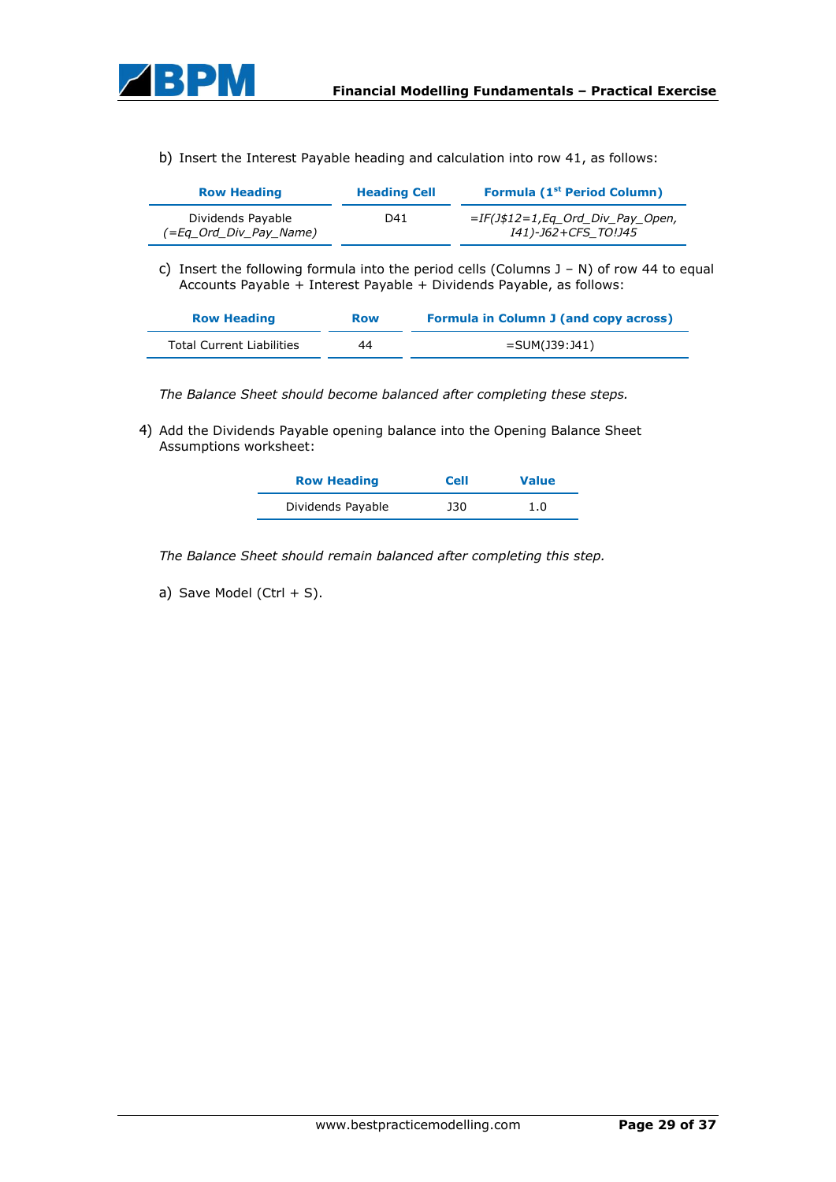b) Insert the Interest Payable heading and calculation into row 41, as follows:

| Row Heading | Heading Cell | Formula (1st Period Column) |
|---|---|---|
| Dividends Payable *(=Eq_Ord_Div_Pay_Name)* | D41 | *=IF(J$12=1,Eq_Ord_Div_Pay_Open, I41)-J62+CFS_TO!J45* |

c) Insert the following formula into the period cells (Columns J – N) of row 44 to equal Accounts Payable + Interest Payable + Dividends Payable, as follows:

| Row Heading | Row | Formula in Column J (and copy across) |
|---|---|---|
| Total Current Liabilities | 44 | =SUM(J39:J41) |

*The Balance Sheet should become balanced after completing these steps.*

4) Add the Dividends Payable opening balance into the Opening Balance Sheet Assumptions worksheet:

| Row Heading | Cell | Value |
|---|---|---|
| Dividends Payable | J30 | 1.0 |

*The Balance Sheet should remain balanced after completing this step.*

a) Save Model (Ctrl + S).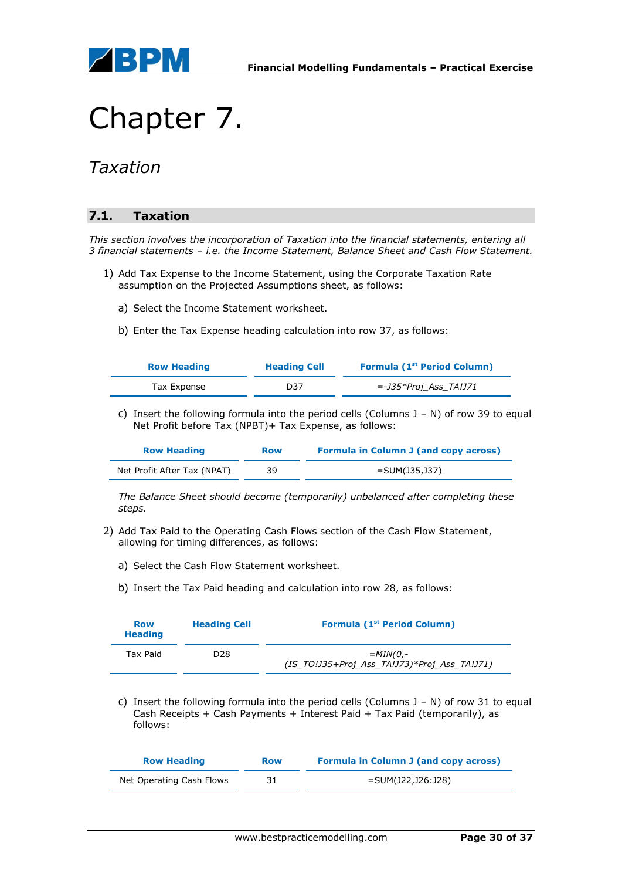# Chapter 7.

## *Taxation*

### 7.1. Taxation

*This section involves the incorporation of Taxation into the financial statements, entering all 3 financial statements – i.e. the Income Statement, Balance Sheet and Cash Flow Statement.*

1) Add Tax Expense to the Income Statement, using the Corporate Taxation Rate assumption on the Projected Assumptions sheet, as follows:

   a) Select the Income Statement worksheet.

   b) Enter the Tax Expense heading calculation into row 37, as follows:

| Row Heading | Heading Cell | Formula (1st Period Column) |
|---|---|---|
| Tax Expense | D37 | *=-J35*Proj_Ass_TA!J71* |

   c) Insert the following formula into the period cells (Columns J – N) of row 39 to equal Net Profit before Tax (NPBT)+ Tax Expense, as follows:

| Row Heading | Row | Formula in Column J (and copy across) |
|---|---|---|
| Net Profit After Tax (NPAT) | 39 | =SUM(J35,J37) |

   *The Balance Sheet should become (temporarily) unbalanced after completing these steps.*

2) Add Tax Paid to the Operating Cash Flows section of the Cash Flow Statement, allowing for timing differences, as follows:

   a) Select the Cash Flow Statement worksheet.

   b) Insert the Tax Paid heading and calculation into row 28, as follows:

| Row Heading | Heading Cell | Formula (1st Period Column) |
|---|---|---|
| Tax Paid | D28 | *=MIN(0,-(IS_TO!J35+Proj_Ass_TA!J73)*Proj_Ass_TA!J71)* |

   c) Insert the following formula into the period cells (Columns J – N) of row 31 to equal Cash Receipts + Cash Payments + Interest Paid + Tax Paid (temporarily), as follows:

| Row Heading | Row | Formula in Column J (and copy across) |
|---|---|---|
| Net Operating Cash Flows | 31 | =SUM(J22,J26:J28) |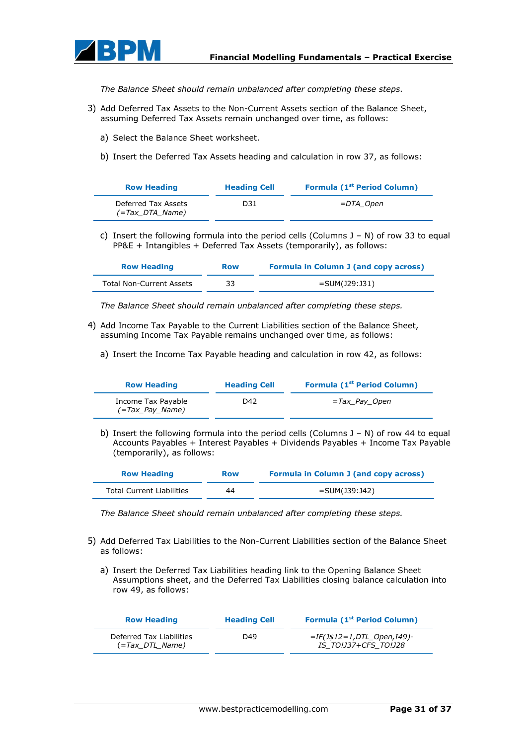*The Balance Sheet should remain unbalanced after completing these steps.*

3) Add Deferred Tax Assets to the Non-Current Assets section of the Balance Sheet, assuming Deferred Tax Assets remain unchanged over time, as follows:

   a) Select the Balance Sheet worksheet.

   b) Insert the Deferred Tax Assets heading and calculation in row 37, as follows:

| Row Heading | Heading Cell | Formula (1st Period Column) |
|---|---|---|
| Deferred Tax Assets (*=Tax_DTA_Name*) | D31 | *=DTA_Open* |

   c) Insert the following formula into the period cells (Columns J – N) of row 33 to equal PP&E + Intangibles + Deferred Tax Assets (temporarily), as follows:

| Row Heading | Row | Formula in Column J (and copy across) |
|---|---|---|
| Total Non-Current Assets | 33 | =SUM(J29:J31) |

*The Balance Sheet should remain unbalanced after completing these steps.*

4) Add Income Tax Payable to the Current Liabilities section of the Balance Sheet, assuming Income Tax Payable remains unchanged over time, as follows:

   a) Insert the Income Tax Payable heading and calculation in row 42, as follows:

| Row Heading | Heading Cell | Formula (1st Period Column) |
|---|---|---|
| Income Tax Payable (*=Tax_Pay_Name*) | D42 | *=Tax_Pay_Open* |

   b) Insert the following formula into the period cells (Columns J – N) of row 44 to equal Accounts Payables + Interest Payables + Dividends Payables + Income Tax Payable (temporarily), as follows:

| Row Heading | Row | Formula in Column J (and copy across) |
|---|---|---|
| Total Current Liabilities | 44 | =SUM(J39:J42) |

*The Balance Sheet should remain unbalanced after completing these steps.*

5) Add Deferred Tax Liabilities to the Non-Current Liabilities section of the Balance Sheet as follows:

   a) Insert the Deferred Tax Liabilities heading link to the Opening Balance Sheet Assumptions sheet, and the Deferred Tax Liabilities closing balance calculation into row 49, as follows:

| Row Heading | Heading Cell | Formula (1st Period Column) |
|---|---|---|
| Deferred Tax Liabilities (*=Tax_DTL_Name*) | D49 | *=IF(J$12=1,DTL_Open,I49)-IS_TO!J37+CFS_TO!J28* |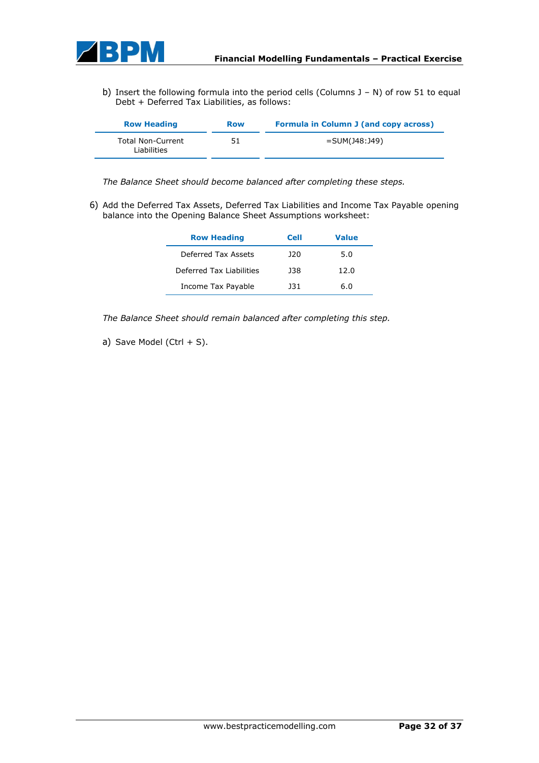b) Insert the following formula into the period cells (Columns J – N) of row 51 to equal Debt + Deferred Tax Liabilities, as follows:

| Row Heading | Row | Formula in Column J (and copy across) |
|---|---|---|
| Total Non-Current Liabilities | 51 | =SUM(J48:J49) |

*The Balance Sheet should become balanced after completing these steps.*

6) Add the Deferred Tax Assets, Deferred Tax Liabilities and Income Tax Payable opening balance into the Opening Balance Sheet Assumptions worksheet:

| Row Heading | Cell | Value |
|---|---|---|
| Deferred Tax Assets | J20 | 5.0 |
| Deferred Tax Liabilities | J38 | 12.0 |
| Income Tax Payable | J31 | 6.0 |

*The Balance Sheet should remain balanced after completing this step.*

a) Save Model (Ctrl + S).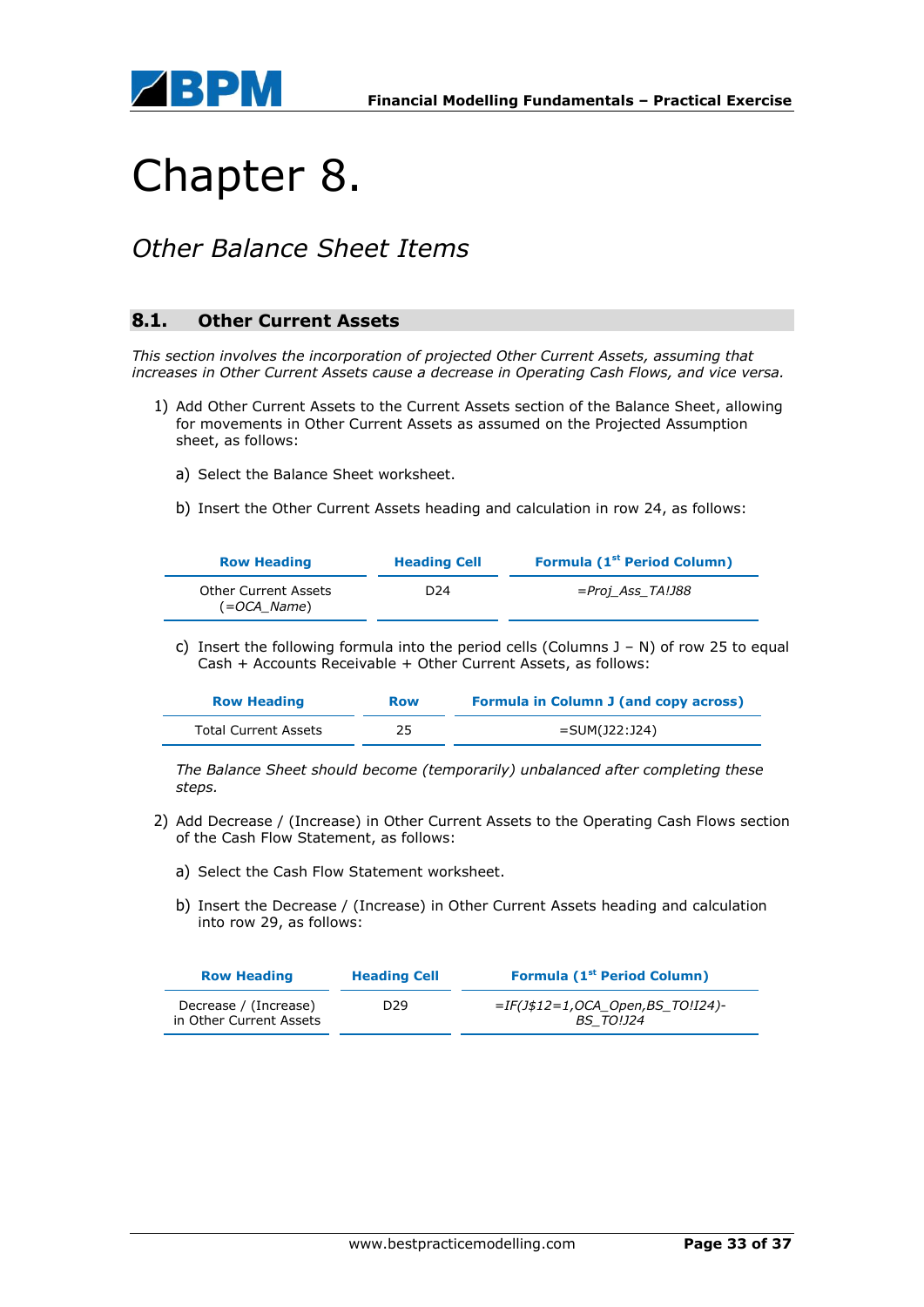# Chapter 8.

## *Other Balance Sheet Items*

### 8.1. Other Current Assets

*This section involves the incorporation of projected Other Current Assets, assuming that increases in Other Current Assets cause a decrease in Operating Cash Flows, and vice versa.*

1) Add Other Current Assets to the Current Assets section of the Balance Sheet, allowing for movements in Other Current Assets as assumed on the Projected Assumption sheet, as follows:

   a) Select the Balance Sheet worksheet.

   b) Insert the Other Current Assets heading and calculation in row 24, as follows:

| Row Heading | Heading Cell | Formula (1st Period Column) |
|---|---|---|
| Other Current Assets (=*OCA_Name*) | D24 | *=Proj_Ass_TA!J88* |

   c) Insert the following formula into the period cells (Columns J – N) of row 25 to equal Cash + Accounts Receivable + Other Current Assets, as follows:

| Row Heading | Row | Formula in Column J (and copy across) |
|---|---|---|
| Total Current Assets | 25 | =SUM(J22:J24) |

   *The Balance Sheet should become (temporarily) unbalanced after completing these steps.*

2) Add Decrease / (Increase) in Other Current Assets to the Operating Cash Flows section of the Cash Flow Statement, as follows:

   a) Select the Cash Flow Statement worksheet.

   b) Insert the Decrease / (Increase) in Other Current Assets heading and calculation into row 29, as follows:

| Row Heading | Heading Cell | Formula (1st Period Column) |
|---|---|---|
| Decrease / (Increase) in Other Current Assets | D29 | *=IF(J$12=1,OCA_Open,BS_TO!I24)-BS_TO!J24* |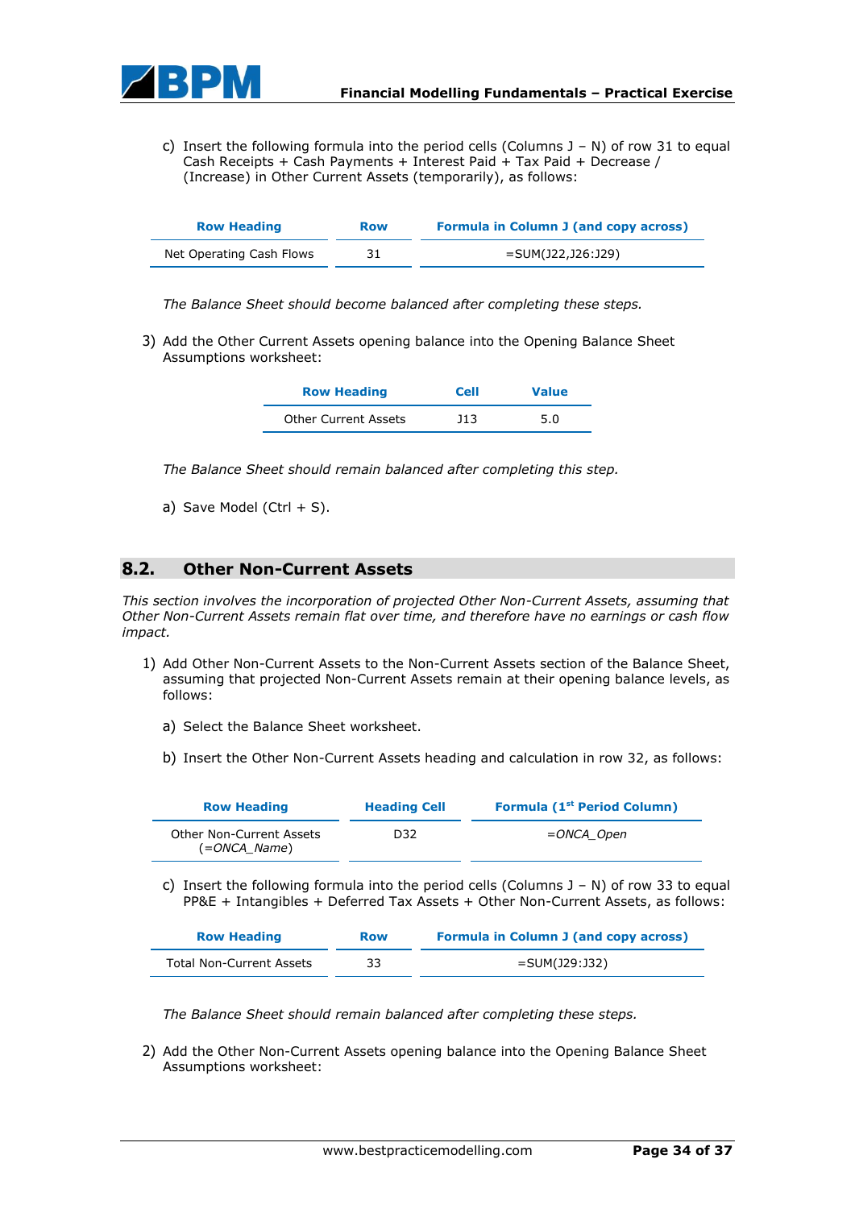c) Insert the following formula into the period cells (Columns J – N) of row 31 to equal Cash Receipts + Cash Payments + Interest Paid + Tax Paid + Decrease / (Increase) in Other Current Assets (temporarily), as follows:

| Row Heading | Row | Formula in Column J (and copy across) |
|---|---|---|
| Net Operating Cash Flows | 31 | =SUM(J22,J26:J29) |

*The Balance Sheet should become balanced after completing these steps.*

3) Add the Other Current Assets opening balance into the Opening Balance Sheet Assumptions worksheet:

| Row Heading | Cell | Value |
|---|---|---|
| Other Current Assets | J13 | 5.0 |

*The Balance Sheet should remain balanced after completing this step.*

a) Save Model (Ctrl + S).

## 8.2. Other Non-Current Assets

*This section involves the incorporation of projected Other Non-Current Assets, assuming that Other Non-Current Assets remain flat over time, and therefore have no earnings or cash flow impact.*

1) Add Other Non-Current Assets to the Non-Current Assets section of the Balance Sheet, assuming that projected Non-Current Assets remain at their opening balance levels, as follows:

a) Select the Balance Sheet worksheet.

b) Insert the Other Non-Current Assets heading and calculation in row 32, as follows:

| Row Heading | Heading Cell | Formula (1st Period Column) |
|---|---|---|
| Other Non-Current Assets (=*ONCA_Name*) | D32 | =*ONCA_Open* |

c) Insert the following formula into the period cells (Columns J – N) of row 33 to equal PP&E + Intangibles + Deferred Tax Assets + Other Non-Current Assets, as follows:

| Row Heading | Row | Formula in Column J (and copy across) |
|---|---|---|
| Total Non-Current Assets | 33 | =SUM(J29:J32) |

*The Balance Sheet should remain balanced after completing these steps.*

2) Add the Other Non-Current Assets opening balance into the Opening Balance Sheet Assumptions worksheet: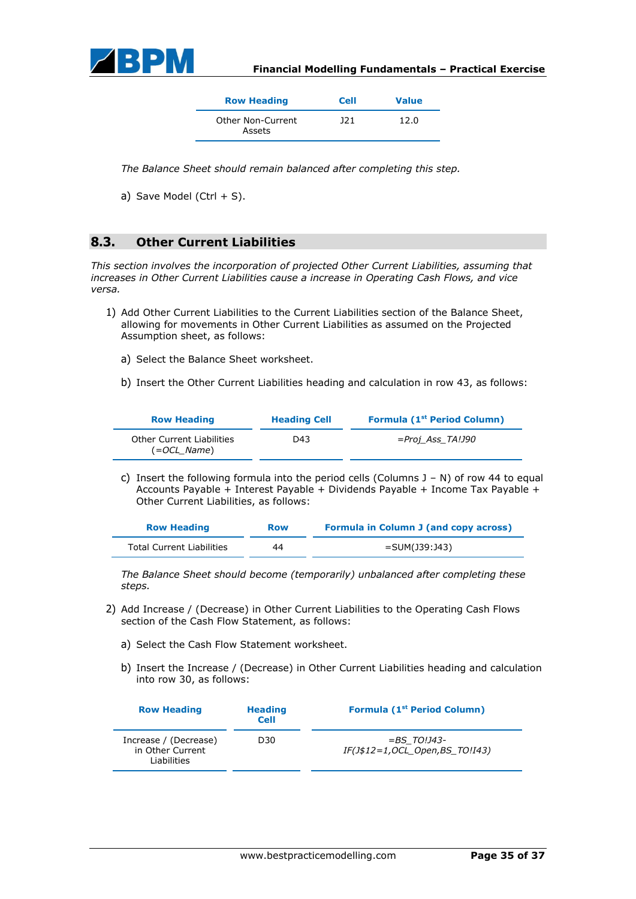| Row Heading | Cell | Value |
|---|---|---|
| Other Non-Current Assets | J21 | 12.0 |

*The Balance Sheet should remain balanced after completing this step.*

a) Save Model (Ctrl + S).

## 8.3. Other Current Liabilities

*This section involves the incorporation of projected Other Current Liabilities, assuming that increases in Other Current Liabilities cause a increase in Operating Cash Flows, and vice versa.*

1) Add Other Current Liabilities to the Current Liabilities section of the Balance Sheet, allowing for movements in Other Current Liabilities as assumed on the Projected Assumption sheet, as follows:

   a) Select the Balance Sheet worksheet.

   b) Insert the Other Current Liabilities heading and calculation in row 43, as follows:

| Row Heading | Heading Cell | Formula (1st Period Column) |
|---|---|---|
| Other Current Liabilities (*=OCL_Name*) | D43 | *=Proj_Ass_TA!J90* |

   c) Insert the following formula into the period cells (Columns J – N) of row 44 to equal Accounts Payable + Interest Payable + Dividends Payable + Income Tax Payable + Other Current Liabilities, as follows:

| Row Heading | Row | Formula in Column J (and copy across) |
|---|---|---|
| Total Current Liabilities | 44 | =SUM(J39:J43) |

   *The Balance Sheet should become (temporarily) unbalanced after completing these steps.*

2) Add Increase / (Decrease) in Other Current Liabilities to the Operating Cash Flows section of the Cash Flow Statement, as follows:

   a) Select the Cash Flow Statement worksheet.

   b) Insert the Increase / (Decrease) in Other Current Liabilities heading and calculation into row 30, as follows:

| Row Heading | Heading Cell | Formula (1st Period Column) |
|---|---|---|
| Increase / (Decrease) in Other Current Liabilities | D30 | *=BS_TO!J43-IF(J$12=1,OCL_Open,BS_TO!I43)* |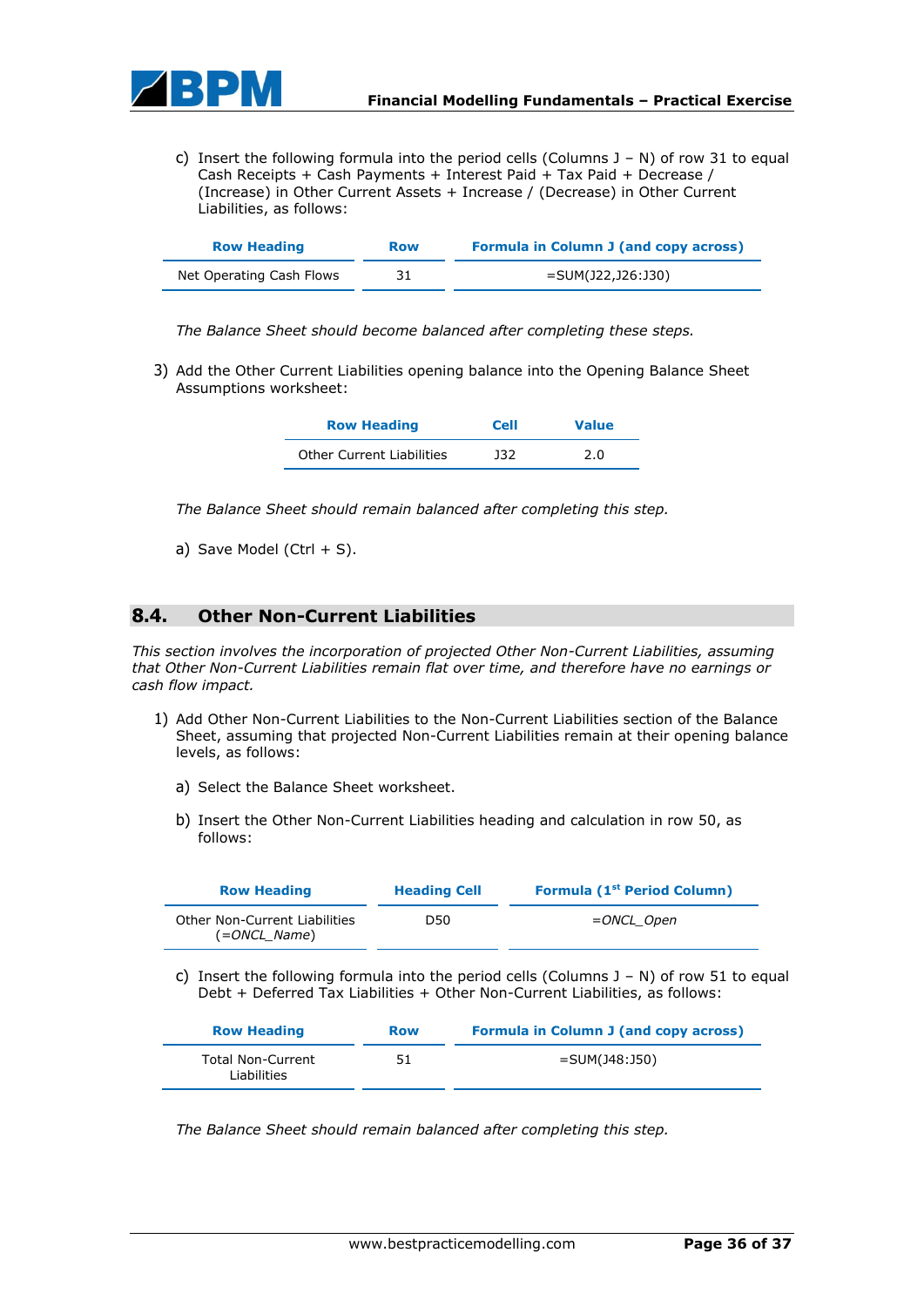c) Insert the following formula into the period cells (Columns J – N) of row 31 to equal Cash Receipts + Cash Payments + Interest Paid + Tax Paid + Decrease / (Increase) in Other Current Assets + Increase / (Decrease) in Other Current Liabilities, as follows:

| Row Heading | Row | Formula in Column J (and copy across) |
|---|---|---|
| Net Operating Cash Flows | 31 | =SUM(J22,J26:J30) |

*The Balance Sheet should become balanced after completing these steps.*

3) Add the Other Current Liabilities opening balance into the Opening Balance Sheet Assumptions worksheet:

| Row Heading | Cell | Value |
|---|---|---|
| Other Current Liabilities | J32 | 2.0 |

*The Balance Sheet should remain balanced after completing this step.*

a) Save Model (Ctrl + S).

## 8.4. Other Non-Current Liabilities

*This section involves the incorporation of projected Other Non-Current Liabilities, assuming that Other Non-Current Liabilities remain flat over time, and therefore have no earnings or cash flow impact.*

1) Add Other Non-Current Liabilities to the Non-Current Liabilities section of the Balance Sheet, assuming that projected Non-Current Liabilities remain at their opening balance levels, as follows:

a) Select the Balance Sheet worksheet.

b) Insert the Other Non-Current Liabilities heading and calculation in row 50, as follows:

| Row Heading | Heading Cell | Formula (1st Period Column) |
|---|---|---|
| Other Non-Current Liabilities (*=ONCL_Name*) | D50 | *=ONCL_Open* |

c) Insert the following formula into the period cells (Columns J – N) of row 51 to equal Debt + Deferred Tax Liabilities + Other Non-Current Liabilities, as follows:

| Row Heading | Row | Formula in Column J (and copy across) |
|---|---|---|
| Total Non-Current Liabilities | 51 | =SUM(J48:J50) |

*The Balance Sheet should remain balanced after completing this step.*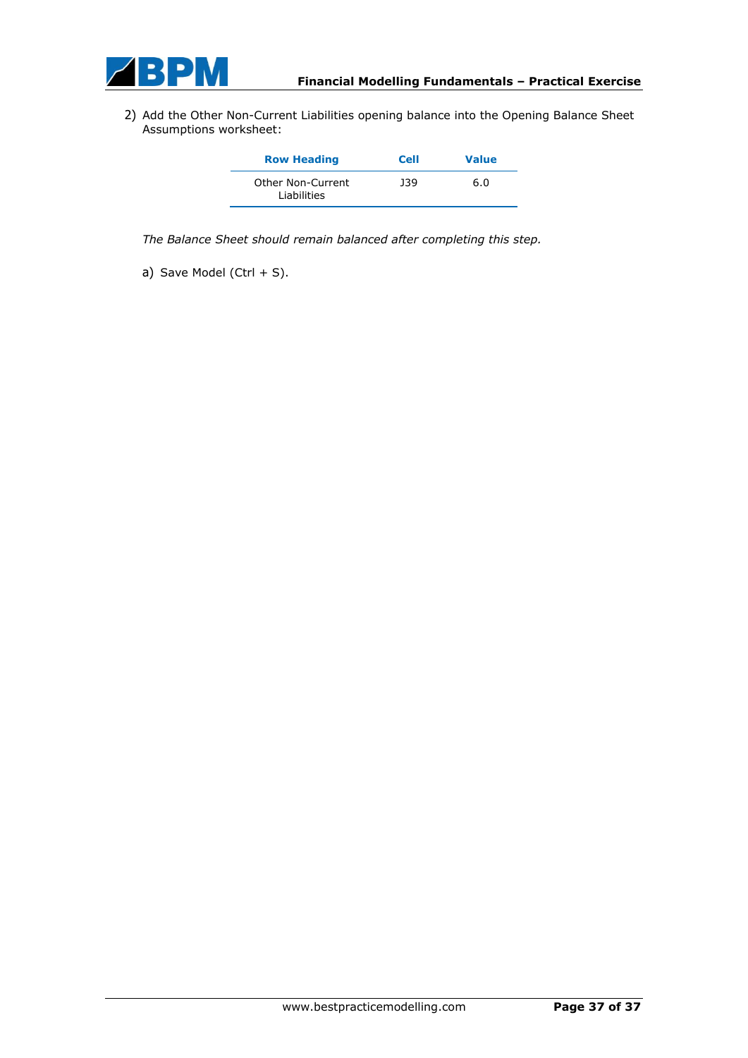2) Add the Other Non-Current Liabilities opening balance into the Opening Balance Sheet Assumptions worksheet:

| Row Heading | Cell | Value |
| --- | --- | --- |
| Other Non-Current Liabilities | J39 | 6.0 |

*The Balance Sheet should remain balanced after completing this step.*

a) Save Model (Ctrl + S).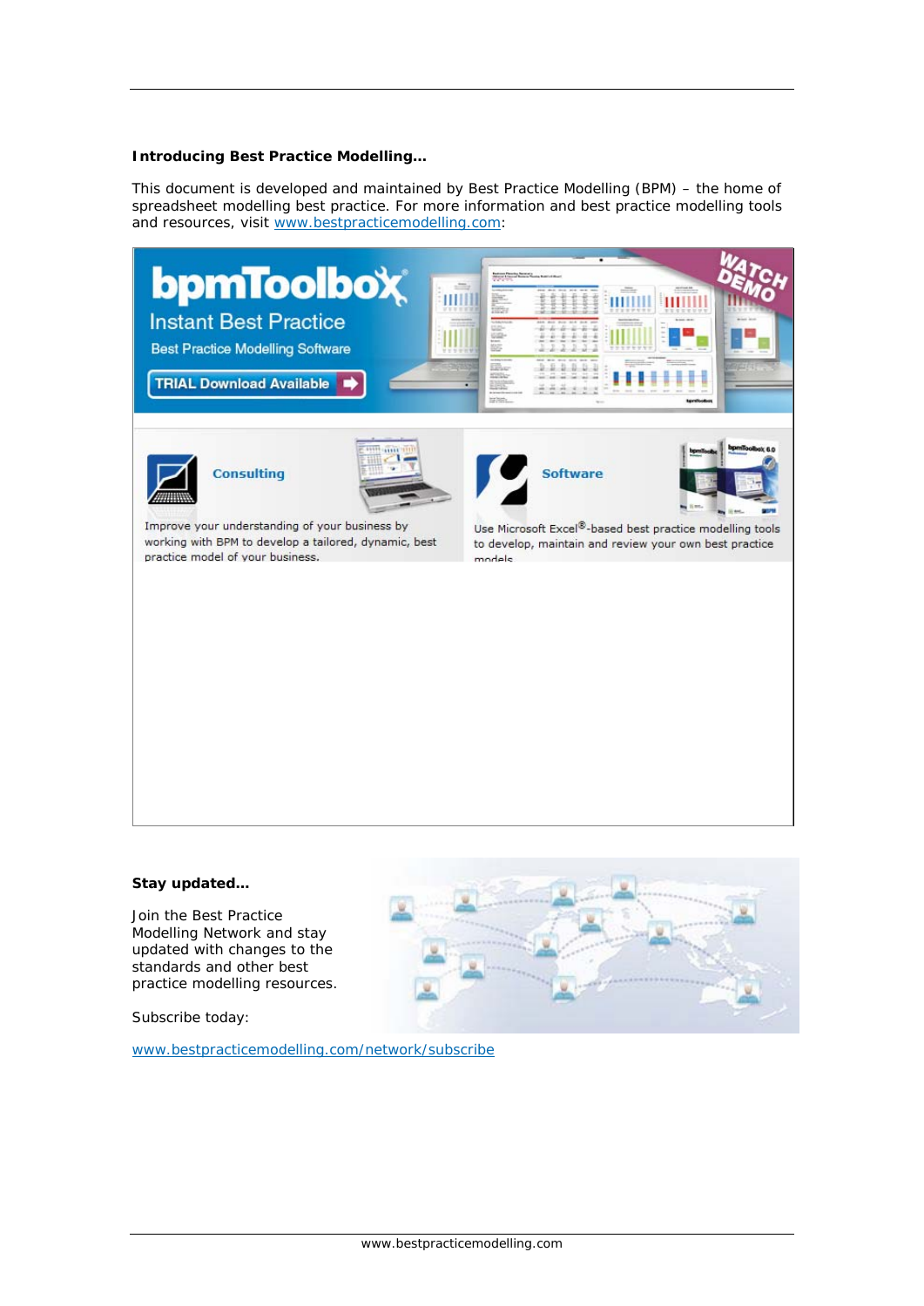**Introducing Best Practice Modelling…**

This document is developed and maintained by Best Practice Modelling (BPM) – the home of spreadsheet modelling best practice. For more information and best practice modelling tools and resources, visit www.bestpracticemodelling.com:

**Stay updated…**

Join the Best Practice Modelling Network and stay updated with changes to the standards and other best practice modelling resources.

Subscribe today:

www.bestpracticemodelling.com/network/subscribe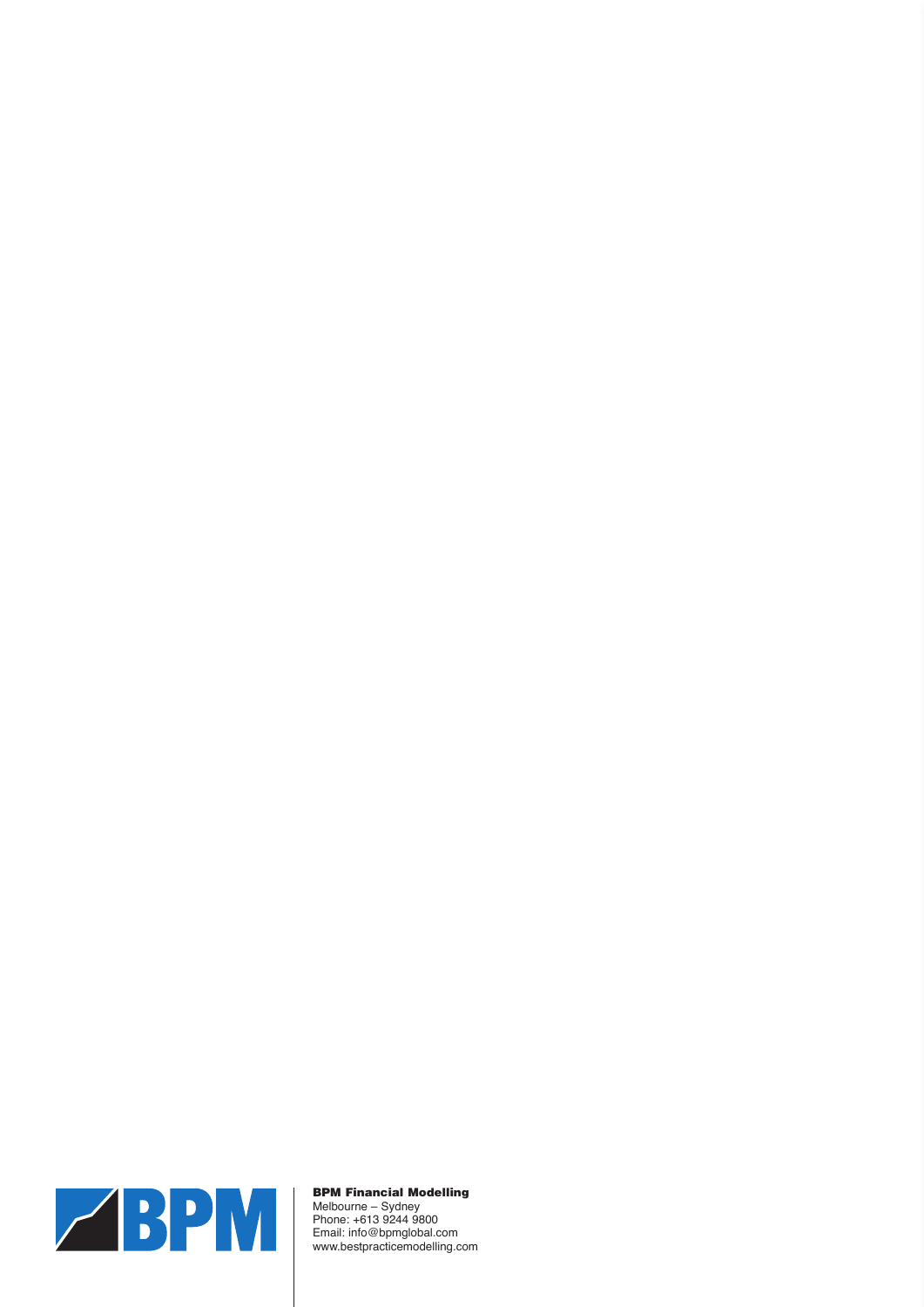BPM

**BPM Financial Modelling**
Melbourne – Sydney
Phone: +613 9244 9800
Email: info@bpmglobal.com
www.bestpracticemodelling.com